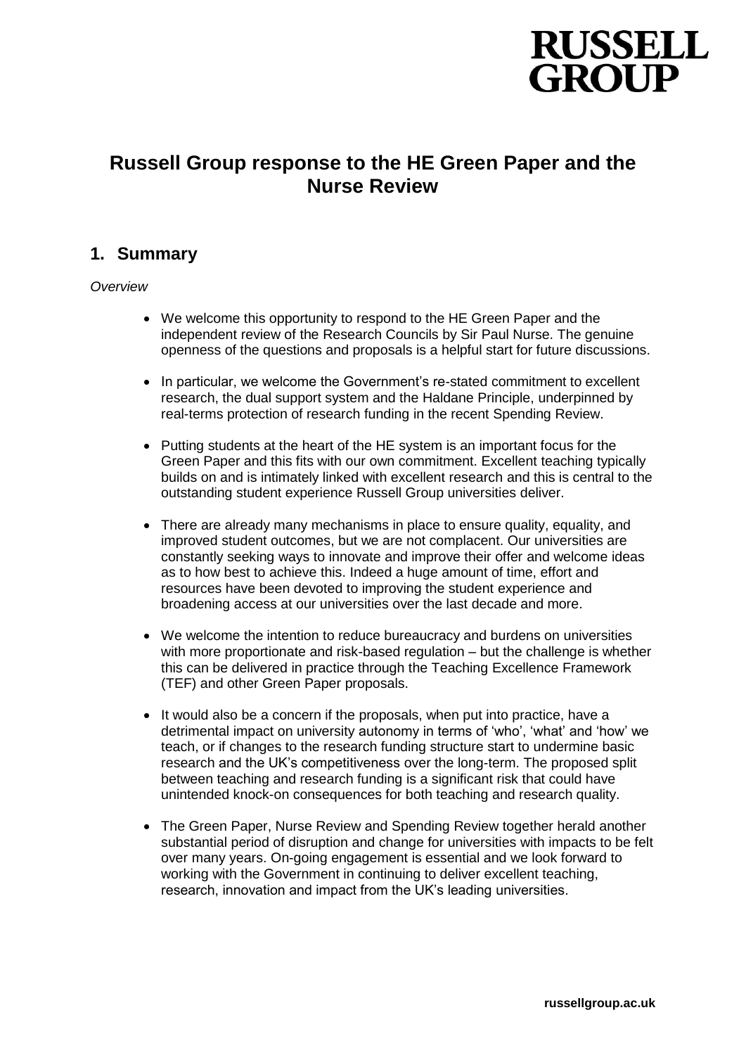RUSSELL GROUP

# Russell Group response to the HE Green Paper and the Nurse Review

## 1. Summary

*Overview*

- We welcome this opportunity to respond to the HE Green Paper and the independent review of the Research Councils by Sir Paul Nurse. The genuine openness of the questions and proposals is a helpful start for future discussions.
- In particular, we welcome the Government's re-stated commitment to excellent research, the dual support system and the Haldane Principle, underpinned by real-terms protection of research funding in the recent Spending Review.
- Putting students at the heart of the HE system is an important focus for the Green Paper and this fits with our own commitment. Excellent teaching typically builds on and is intimately linked with excellent research and this is central to the outstanding student experience Russell Group universities deliver.
- There are already many mechanisms in place to ensure quality, equality, and improved student outcomes, but we are not complacent. Our universities are constantly seeking ways to innovate and improve their offer and welcome ideas as to how best to achieve this. Indeed a huge amount of time, effort and resources have been devoted to improving the student experience and broadening access at our universities over the last decade and more.
- We welcome the intention to reduce bureaucracy and burdens on universities with more proportionate and risk-based regulation – but the challenge is whether this can be delivered in practice through the Teaching Excellence Framework (TEF) and other Green Paper proposals.
- It would also be a concern if the proposals, when put into practice, have a detrimental impact on university autonomy in terms of 'who', 'what' and 'how' we teach, or if changes to the research funding structure start to undermine basic research and the UK's competitiveness over the long-term. The proposed split between teaching and research funding is a significant risk that could have unintended knock-on consequences for both teaching and research quality.
- The Green Paper, Nurse Review and Spending Review together herald another substantial period of disruption and change for universities with impacts to be felt over many years. On-going engagement is essential and we look forward to working with the Government in continuing to deliver excellent teaching, research, innovation and impact from the UK's leading universities.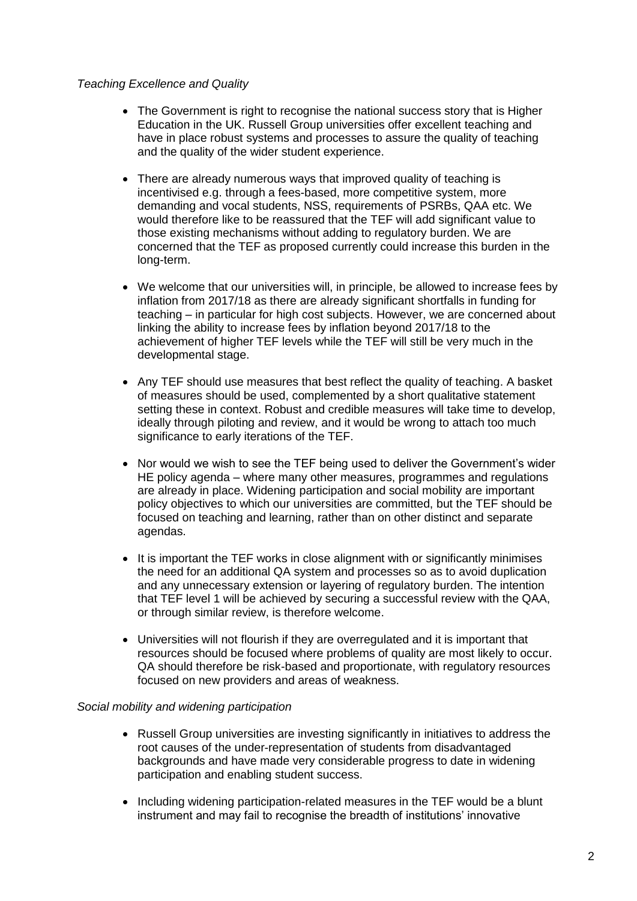*Teaching Excellence and Quality*

- The Government is right to recognise the national success story that is Higher Education in the UK. Russell Group universities offer excellent teaching and have in place robust systems and processes to assure the quality of teaching and the quality of the wider student experience.

- There are already numerous ways that improved quality of teaching is incentivised e.g. through a fees-based, more competitive system, more demanding and vocal students, NSS, requirements of PSRBs, QAA etc. We would therefore like to be reassured that the TEF will add significant value to those existing mechanisms without adding to regulatory burden. We are concerned that the TEF as proposed currently could increase this burden in the long-term.

- We welcome that our universities will, in principle, be allowed to increase fees by inflation from 2017/18 as there are already significant shortfalls in funding for teaching – in particular for high cost subjects. However, we are concerned about linking the ability to increase fees by inflation beyond 2017/18 to the achievement of higher TEF levels while the TEF will still be very much in the developmental stage.

- Any TEF should use measures that best reflect the quality of teaching. A basket of measures should be used, complemented by a short qualitative statement setting these in context. Robust and credible measures will take time to develop, ideally through piloting and review, and it would be wrong to attach too much significance to early iterations of the TEF.

- Nor would we wish to see the TEF being used to deliver the Government's wider HE policy agenda – where many other measures, programmes and regulations are already in place. Widening participation and social mobility are important policy objectives to which our universities are committed, but the TEF should be focused on teaching and learning, rather than on other distinct and separate agendas.

- It is important the TEF works in close alignment with or significantly minimises the need for an additional QA system and processes so as to avoid duplication and any unnecessary extension or layering of regulatory burden. The intention that TEF level 1 will be achieved by securing a successful review with the QAA, or through similar review, is therefore welcome.

- Universities will not flourish if they are overregulated and it is important that resources should be focused where problems of quality are most likely to occur. QA should therefore be risk-based and proportionate, with regulatory resources focused on new providers and areas of weakness.

*Social mobility and widening participation*

- Russell Group universities are investing significantly in initiatives to address the root causes of the under-representation of students from disadvantaged backgrounds and have made very considerable progress to date in widening participation and enabling student success.

- Including widening participation-related measures in the TEF would be a blunt instrument and may fail to recognise the breadth of institutions' innovative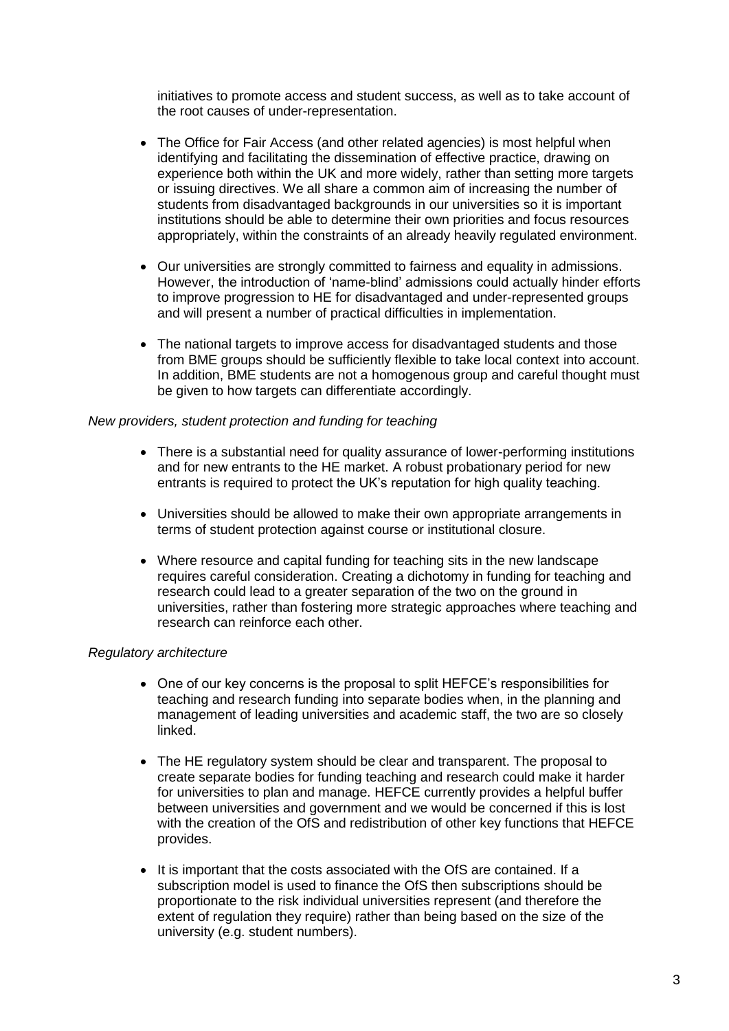initiatives to promote access and student success, as well as to take account of the root causes of under-representation.

- The Office for Fair Access (and other related agencies) is most helpful when identifying and facilitating the dissemination of effective practice, drawing on experience both within the UK and more widely, rather than setting more targets or issuing directives. We all share a common aim of increasing the number of students from disadvantaged backgrounds in our universities so it is important institutions should be able to determine their own priorities and focus resources appropriately, within the constraints of an already heavily regulated environment.
- Our universities are strongly committed to fairness and equality in admissions. However, the introduction of 'name-blind' admissions could actually hinder efforts to improve progression to HE for disadvantaged and under-represented groups and will present a number of practical difficulties in implementation.
- The national targets to improve access for disadvantaged students and those from BME groups should be sufficiently flexible to take local context into account. In addition, BME students are not a homogenous group and careful thought must be given to how targets can differentiate accordingly.

*New providers, student protection and funding for teaching*

- There is a substantial need for quality assurance of lower-performing institutions and for new entrants to the HE market. A robust probationary period for new entrants is required to protect the UK's reputation for high quality teaching.
- Universities should be allowed to make their own appropriate arrangements in terms of student protection against course or institutional closure.
- Where resource and capital funding for teaching sits in the new landscape requires careful consideration. Creating a dichotomy in funding for teaching and research could lead to a greater separation of the two on the ground in universities, rather than fostering more strategic approaches where teaching and research can reinforce each other.

*Regulatory architecture*

- One of our key concerns is the proposal to split HEFCE's responsibilities for teaching and research funding into separate bodies when, in the planning and management of leading universities and academic staff, the two are so closely linked.
- The HE regulatory system should be clear and transparent. The proposal to create separate bodies for funding teaching and research could make it harder for universities to plan and manage. HEFCE currently provides a helpful buffer between universities and government and we would be concerned if this is lost with the creation of the OfS and redistribution of other key functions that HEFCE provides.
- It is important that the costs associated with the OfS are contained. If a subscription model is used to finance the OfS then subscriptions should be proportionate to the risk individual universities represent (and therefore the extent of regulation they require) rather than being based on the size of the university (e.g. student numbers).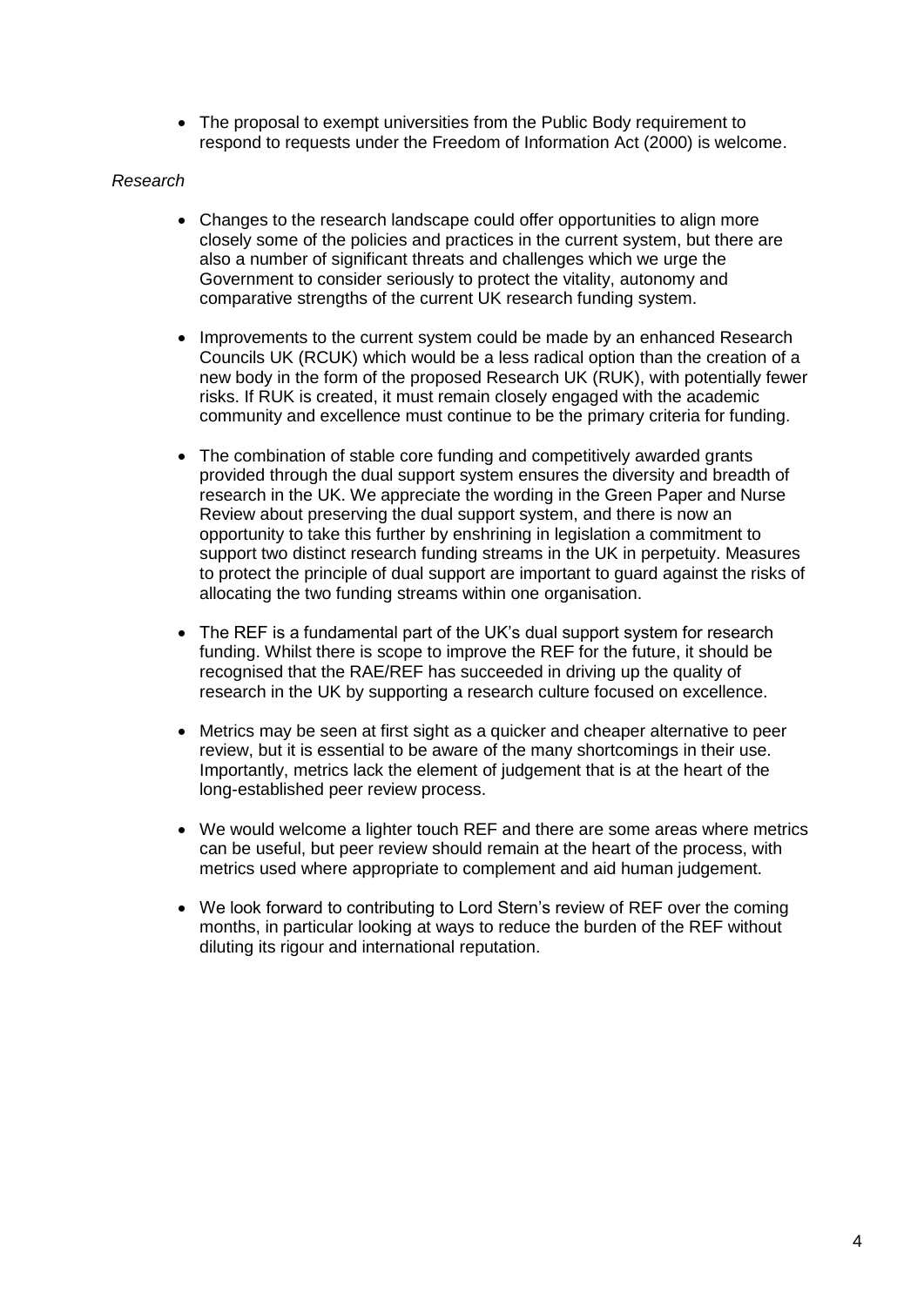- The proposal to exempt universities from the Public Body requirement to respond to requests under the Freedom of Information Act (2000) is welcome.

*Research*

- Changes to the research landscape could offer opportunities to align more closely some of the policies and practices in the current system, but there are also a number of significant threats and challenges which we urge the Government to consider seriously to protect the vitality, autonomy and comparative strengths of the current UK research funding system.

- Improvements to the current system could be made by an enhanced Research Councils UK (RCUK) which would be a less radical option than the creation of a new body in the form of the proposed Research UK (RUK), with potentially fewer risks. If RUK is created, it must remain closely engaged with the academic community and excellence must continue to be the primary criteria for funding.

- The combination of stable core funding and competitively awarded grants provided through the dual support system ensures the diversity and breadth of research in the UK. We appreciate the wording in the Green Paper and Nurse Review about preserving the dual support system, and there is now an opportunity to take this further by enshrining in legislation a commitment to support two distinct research funding streams in the UK in perpetuity. Measures to protect the principle of dual support are important to guard against the risks of allocating the two funding streams within one organisation.

- The REF is a fundamental part of the UK's dual support system for research funding. Whilst there is scope to improve the REF for the future, it should be recognised that the RAE/REF has succeeded in driving up the quality of research in the UK by supporting a research culture focused on excellence.

- Metrics may be seen at first sight as a quicker and cheaper alternative to peer review, but it is essential to be aware of the many shortcomings in their use. Importantly, metrics lack the element of judgement that is at the heart of the long-established peer review process.

- We would welcome a lighter touch REF and there are some areas where metrics can be useful, but peer review should remain at the heart of the process, with metrics used where appropriate to complement and aid human judgement.

- We look forward to contributing to Lord Stern's review of REF over the coming months, in particular looking at ways to reduce the burden of the REF without diluting its rigour and international reputation.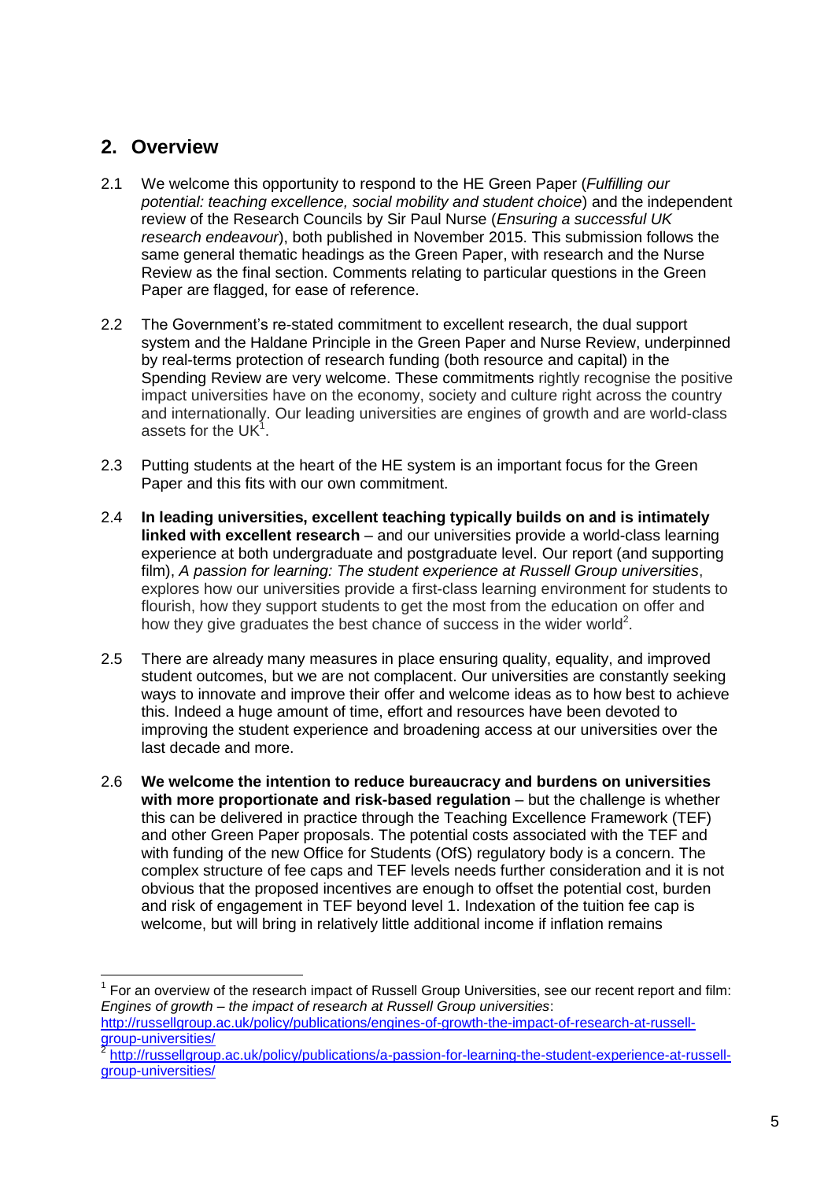## 2. Overview

2.1 We welcome this opportunity to respond to the HE Green Paper (*Fulfilling our potential: teaching excellence, social mobility and student choice*) and the independent review of the Research Councils by Sir Paul Nurse (*Ensuring a successful UK research endeavour*), both published in November 2015. This submission follows the same general thematic headings as the Green Paper, with research and the Nurse Review as the final section. Comments relating to particular questions in the Green Paper are flagged, for ease of reference.

2.2 The Government's re-stated commitment to excellent research, the dual support system and the Haldane Principle in the Green Paper and Nurse Review, underpinned by real-terms protection of research funding (both resource and capital) in the Spending Review are very welcome. These commitments rightly recognise the positive impact universities have on the economy, society and culture right across the country and internationally. Our leading universities are engines of growth and are world-class assets for the UK[1].

2.3 Putting students at the heart of the HE system is an important focus for the Green Paper and this fits with our own commitment.

2.4 **In leading universities, excellent teaching typically builds on and is intimately linked with excellent research** – and our universities provide a world-class learning experience at both undergraduate and postgraduate level. Our report (and supporting film), *A passion for learning: The student experience at Russell Group universities*, explores how our universities provide a first-class learning environment for students to flourish, how they support students to get the most from the education on offer and how they give graduates the best chance of success in the wider world[2].

2.5 There are already many measures in place ensuring quality, equality, and improved student outcomes, but we are not complacent. Our universities are constantly seeking ways to innovate and improve their offer and welcome ideas as to how best to achieve this. Indeed a huge amount of time, effort and resources have been devoted to improving the student experience and broadening access at our universities over the last decade and more.

2.6 **We welcome the intention to reduce bureaucracy and burdens on universities with more proportionate and risk-based regulation** – but the challenge is whether this can be delivered in practice through the Teaching Excellence Framework (TEF) and other Green Paper proposals. The potential costs associated with the TEF and with funding of the new Office for Students (OfS) regulatory body is a concern. The complex structure of fee caps and TEF levels needs further consideration and it is not obvious that the proposed incentives are enough to offset the potential cost, burden and risk of engagement in TEF beyond level 1. Indexation of the tuition fee cap is welcome, but will bring in relatively little additional income if inflation remains

[1] For an overview of the research impact of Russell Group Universities, see our recent report and film: *Engines of growth – the impact of research at Russell Group universities*: http://russellgroup.ac.uk/policy/publications/engines-of-growth-the-impact-of-research-at-russell-group-universities/

[2] http://russellgroup.ac.uk/policy/publications/a-passion-for-learning-the-student-experience-at-russell-group-universities/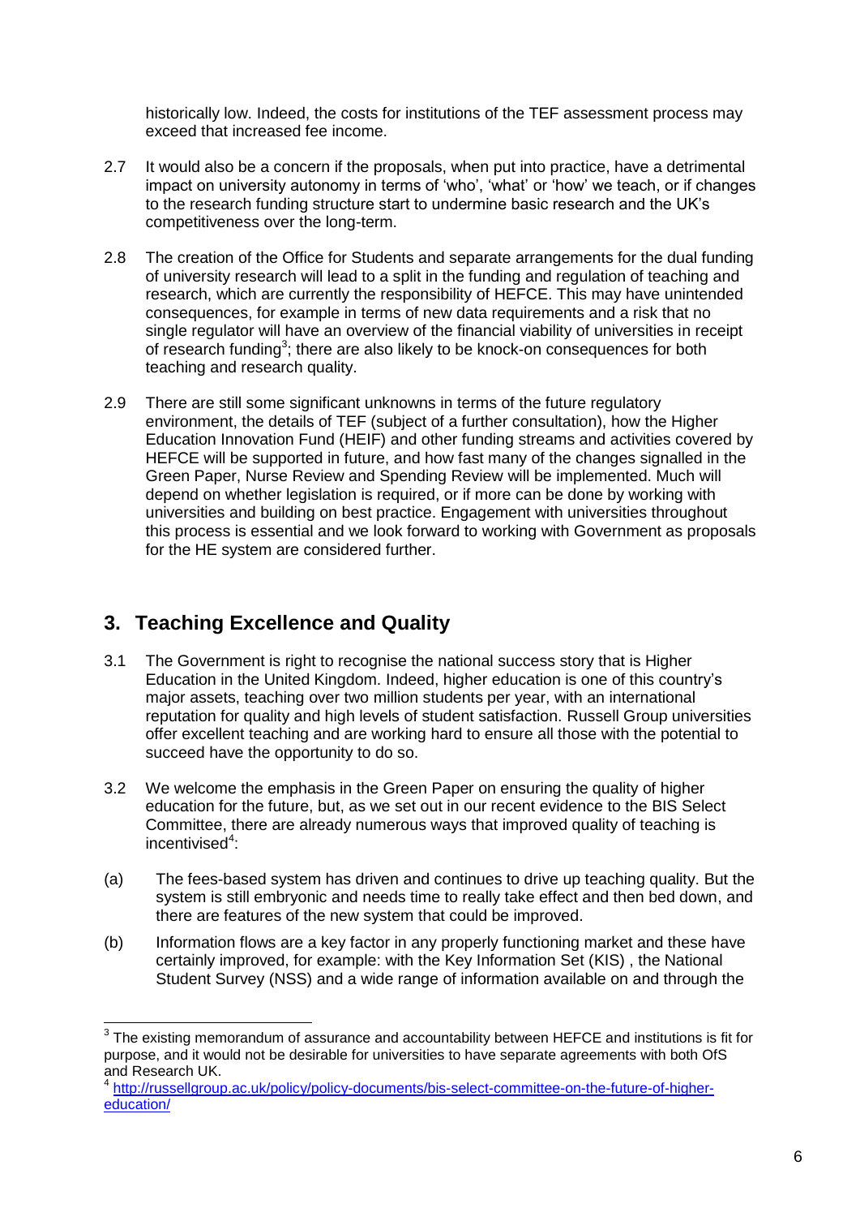historically low. Indeed, the costs for institutions of the TEF assessment process may exceed that increased fee income.

2.7 It would also be a concern if the proposals, when put into practice, have a detrimental impact on university autonomy in terms of 'who', 'what' or 'how' we teach, or if changes to the research funding structure start to undermine basic research and the UK's competitiveness over the long-term.

2.8 The creation of the Office for Students and separate arrangements for the dual funding of university research will lead to a split in the funding and regulation of teaching and research, which are currently the responsibility of HEFCE. This may have unintended consequences, for example in terms of new data requirements and a risk that no single regulator will have an overview of the financial viability of universities in receipt of research funding[3]; there are also likely to be knock-on consequences for both teaching and research quality.

2.9 There are still some significant unknowns in terms of the future regulatory environment, the details of TEF (subject of a further consultation), how the Higher Education Innovation Fund (HEIF) and other funding streams and activities covered by HEFCE will be supported in future, and how fast many of the changes signalled in the Green Paper, Nurse Review and Spending Review will be implemented. Much will depend on whether legislation is required, or if more can be done by working with universities and building on best practice. Engagement with universities throughout this process is essential and we look forward to working with Government as proposals for the HE system are considered further.

## 3. Teaching Excellence and Quality

3.1 The Government is right to recognise the national success story that is Higher Education in the United Kingdom. Indeed, higher education is one of this country's major assets, teaching over two million students per year, with an international reputation for quality and high levels of student satisfaction. Russell Group universities offer excellent teaching and are working hard to ensure all those with the potential to succeed have the opportunity to do so.

3.2 We welcome the emphasis in the Green Paper on ensuring the quality of higher education for the future, but, as we set out in our recent evidence to the BIS Select Committee, there are already numerous ways that improved quality of teaching is incentivised[4]:

(a) The fees-based system has driven and continues to drive up teaching quality. But the system is still embryonic and needs time to really take effect and then bed down, and there are features of the new system that could be improved.

(b) Information flows are a key factor in any properly functioning market and these have certainly improved, for example: with the Key Information Set (KIS) , the National Student Survey (NSS) and a wide range of information available on and through the

---

[3] The existing memorandum of assurance and accountability between HEFCE and institutions is fit for purpose, and it would not be desirable for universities to have separate agreements with both OfS and Research UK.

[4] http://russellgroup.ac.uk/policy/policy-documents/bis-select-committee-on-the-future-of-higher-education/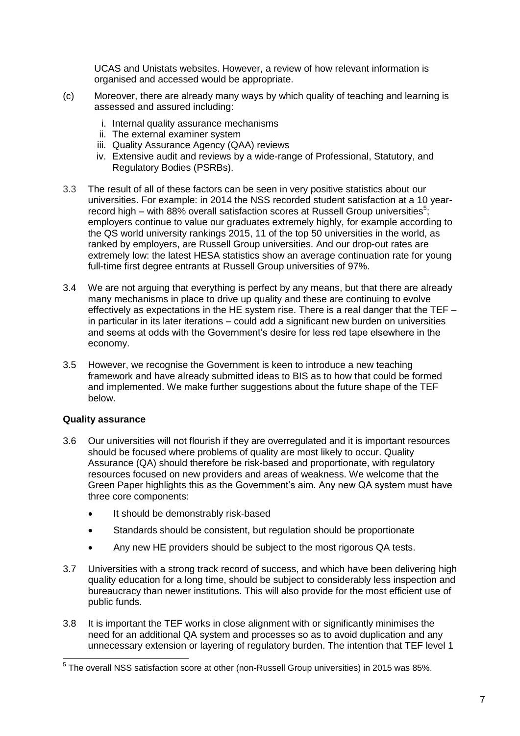UCAS and Unistats websites. However, a review of how relevant information is organised and accessed would be appropriate.

(c) Moreover, there are already many ways by which quality of teaching and learning is assessed and assured including:

  i. Internal quality assurance mechanisms
  ii. The external examiner system
  iii. Quality Assurance Agency (QAA) reviews
  iv. Extensive audit and reviews by a wide-range of Professional, Statutory, and Regulatory Bodies (PSRBs).

3.3 The result of all of these factors can be seen in very positive statistics about our universities. For example: in 2014 the NSS recorded student satisfaction at a 10 year-record high – with 88% overall satisfaction scores at Russell Group universities[5]; employers continue to value our graduates extremely highly, for example according to the QS world university rankings 2015, 11 of the top 50 universities in the world, as ranked by employers, are Russell Group universities. And our drop-out rates are extremely low: the latest HESA statistics show an average continuation rate for young full-time first degree entrants at Russell Group universities of 97%.

3.4 We are not arguing that everything is perfect by any means, but that there are already many mechanisms in place to drive up quality and these are continuing to evolve effectively as expectations in the HE system rise. There is a real danger that the TEF – in particular in its later iterations – could add a significant new burden on universities and seems at odds with the Government's desire for less red tape elsewhere in the economy.

3.5 However, we recognise the Government is keen to introduce a new teaching framework and have already submitted ideas to BIS as to how that could be formed and implemented. We make further suggestions about the future shape of the TEF below.

**Quality assurance**

3.6 Our universities will not flourish if they are overregulated and it is important resources should be focused where problems of quality are most likely to occur. Quality Assurance (QA) should therefore be risk-based and proportionate, with regulatory resources focused on new providers and areas of weakness. We welcome that the Green Paper highlights this as the Government's aim. Any new QA system must have three core components:

- It should be demonstrably risk-based
- Standards should be consistent, but regulation should be proportionate
- Any new HE providers should be subject to the most rigorous QA tests.

3.7 Universities with a strong track record of success, and which have been delivering high quality education for a long time, should be subject to considerably less inspection and bureaucracy than newer institutions. This will also provide for the most efficient use of public funds.

3.8 It is important the TEF works in close alignment with or significantly minimises the need for an additional QA system and processes so as to avoid duplication and any unnecessary extension or layering of regulatory burden. The intention that TEF level 1

---

[5] The overall NSS satisfaction score at other (non-Russell Group universities) in 2015 was 85%.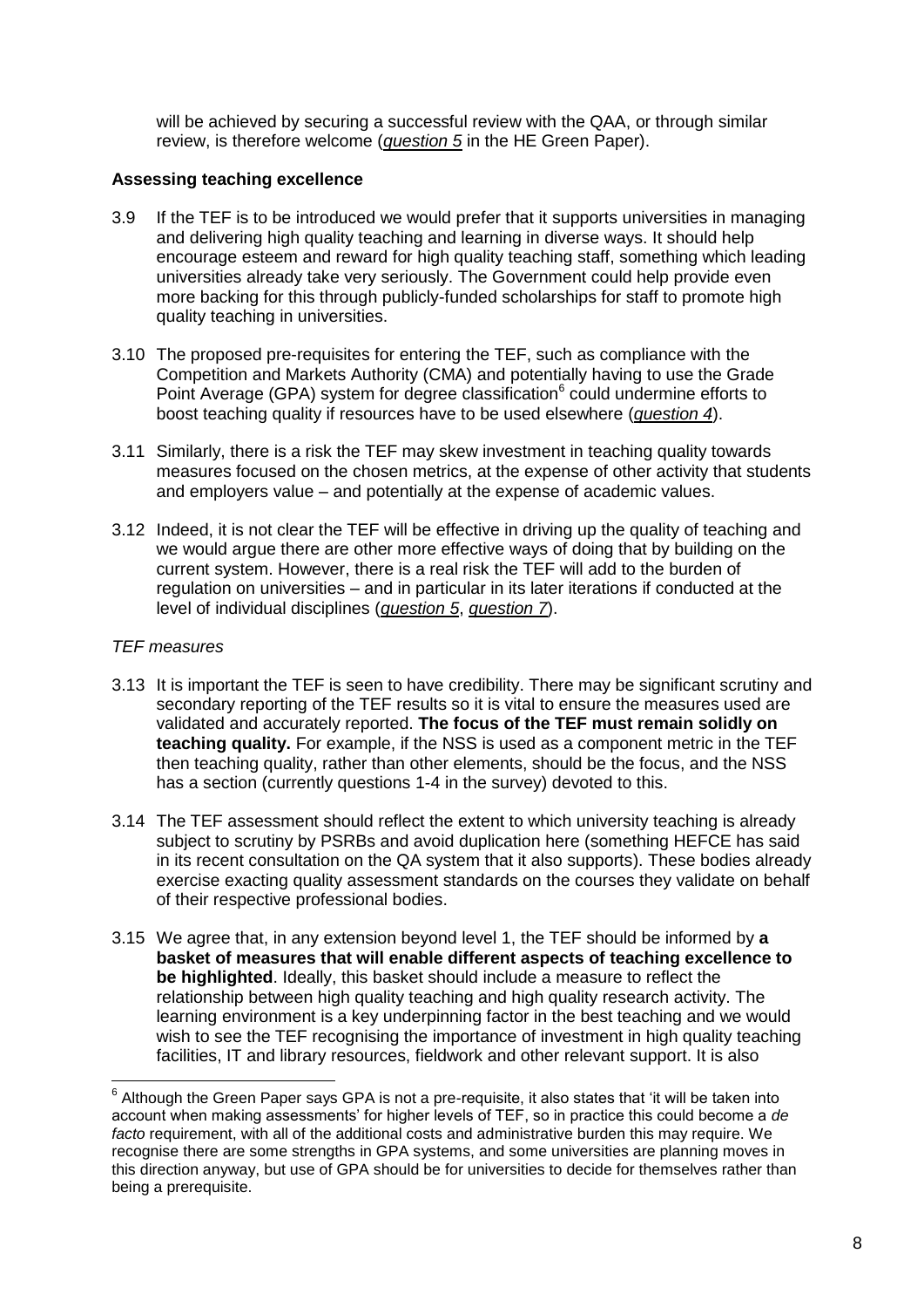will be achieved by securing a successful review with the QAA, or through similar review, is therefore welcome (*question 5* in the HE Green Paper).

**Assessing teaching excellence**

3.9 If the TEF is to be introduced we would prefer that it supports universities in managing and delivering high quality teaching and learning in diverse ways. It should help encourage esteem and reward for high quality teaching staff, something which leading universities already take very seriously. The Government could help provide even more backing for this through publicly-funded scholarships for staff to promote high quality teaching in universities.

3.10 The proposed pre-requisites for entering the TEF, such as compliance with the Competition and Markets Authority (CMA) and potentially having to use the Grade Point Average (GPA) system for degree classification[6] could undermine efforts to boost teaching quality if resources have to be used elsewhere (*question 4*).

3.11 Similarly, there is a risk the TEF may skew investment in teaching quality towards measures focused on the chosen metrics, at the expense of other activity that students and employers value – and potentially at the expense of academic values.

3.12 Indeed, it is not clear the TEF will be effective in driving up the quality of teaching and we would argue there are other more effective ways of doing that by building on the current system. However, there is a real risk the TEF will add to the burden of regulation on universities – and in particular in its later iterations if conducted at the level of individual disciplines (*question 5*, *question 7*).

*TEF measures*

3.13 It is important the TEF is seen to have credibility. There may be significant scrutiny and secondary reporting of the TEF results so it is vital to ensure the measures used are validated and accurately reported. **The focus of the TEF must remain solidly on teaching quality.** For example, if the NSS is used as a component metric in the TEF then teaching quality, rather than other elements, should be the focus, and the NSS has a section (currently questions 1-4 in the survey) devoted to this.

3.14 The TEF assessment should reflect the extent to which university teaching is already subject to scrutiny by PSRBs and avoid duplication here (something HEFCE has said in its recent consultation on the QA system that it also supports). These bodies already exercise exacting quality assessment standards on the courses they validate on behalf of their respective professional bodies.

3.15 We agree that, in any extension beyond level 1, the TEF should be informed by **a basket of measures that will enable different aspects of teaching excellence to be highlighted**. Ideally, this basket should include a measure to reflect the relationship between high quality teaching and high quality research activity. The learning environment is a key underpinning factor in the best teaching and we would wish to see the TEF recognising the importance of investment in high quality teaching facilities, IT and library resources, fieldwork and other relevant support. It is also

---

[6] Although the Green Paper says GPA is not a pre-requisite, it also states that 'it will be taken into account when making assessments' for higher levels of TEF, so in practice this could become a *de facto* requirement, with all of the additional costs and administrative burden this may require. We recognise there are some strengths in GPA systems, and some universities are planning moves in this direction anyway, but use of GPA should be for universities to decide for themselves rather than being a prerequisite.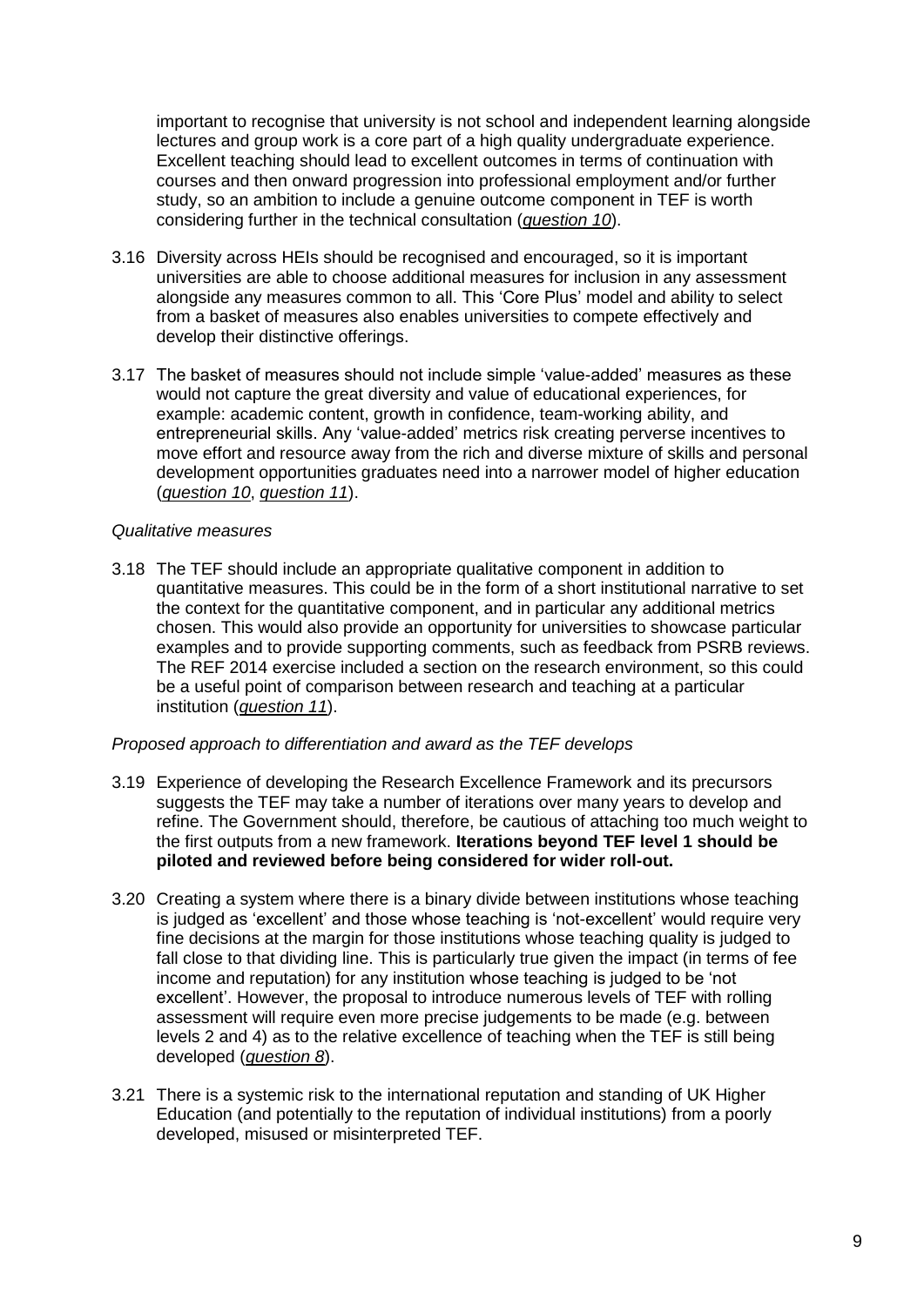important to recognise that university is not school and independent learning alongside lectures and group work is a core part of a high quality undergraduate experience. Excellent teaching should lead to excellent outcomes in terms of continuation with courses and then onward progression into professional employment and/or further study, so an ambition to include a genuine outcome component in TEF is worth considering further in the technical consultation (*question 10*).

3.16 Diversity across HEIs should be recognised and encouraged, so it is important universities are able to choose additional measures for inclusion in any assessment alongside any measures common to all. This 'Core Plus' model and ability to select from a basket of measures also enables universities to compete effectively and develop their distinctive offerings.

3.17 The basket of measures should not include simple 'value-added' measures as these would not capture the great diversity and value of educational experiences, for example: academic content, growth in confidence, team-working ability, and entrepreneurial skills. Any 'value-added' metrics risk creating perverse incentives to move effort and resource away from the rich and diverse mixture of skills and personal development opportunities graduates need into a narrower model of higher education (*question 10*, *question 11*).

*Qualitative measures*

3.18 The TEF should include an appropriate qualitative component in addition to quantitative measures. This could be in the form of a short institutional narrative to set the context for the quantitative component, and in particular any additional metrics chosen. This would also provide an opportunity for universities to showcase particular examples and to provide supporting comments, such as feedback from PSRB reviews. The REF 2014 exercise included a section on the research environment, so this could be a useful point of comparison between research and teaching at a particular institution (*question 11*).

*Proposed approach to differentiation and award as the TEF develops*

3.19 Experience of developing the Research Excellence Framework and its precursors suggests the TEF may take a number of iterations over many years to develop and refine. The Government should, therefore, be cautious of attaching too much weight to the first outputs from a new framework. **Iterations beyond TEF level 1 should be piloted and reviewed before being considered for wider roll-out.**

3.20 Creating a system where there is a binary divide between institutions whose teaching is judged as 'excellent' and those whose teaching is 'not-excellent' would require very fine decisions at the margin for those institutions whose teaching quality is judged to fall close to that dividing line. This is particularly true given the impact (in terms of fee income and reputation) for any institution whose teaching is judged to be 'not excellent'. However, the proposal to introduce numerous levels of TEF with rolling assessment will require even more precise judgements to be made (e.g. between levels 2 and 4) as to the relative excellence of teaching when the TEF is still being developed (*question 8*).

3.21 There is a systemic risk to the international reputation and standing of UK Higher Education (and potentially to the reputation of individual institutions) from a poorly developed, misused or misinterpreted TEF.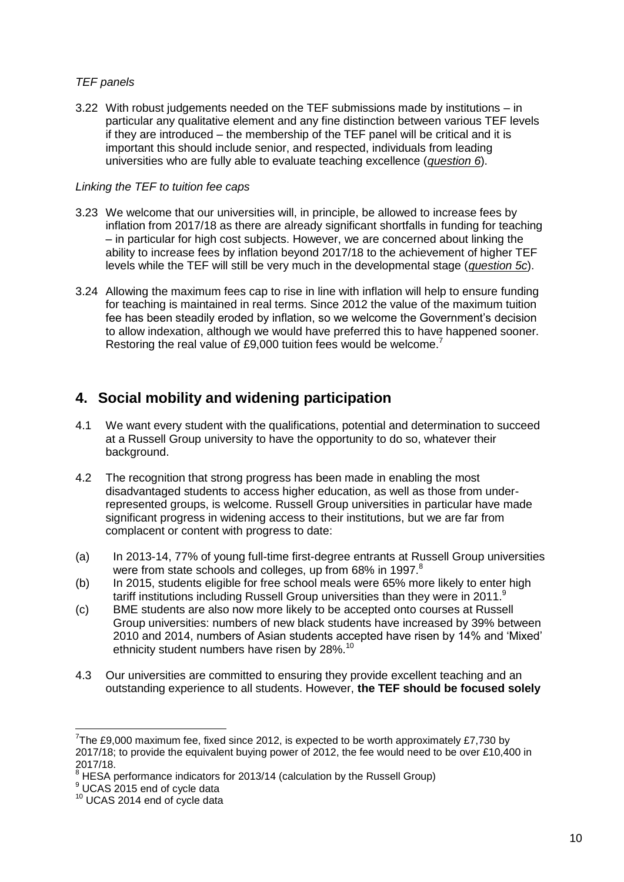*TEF panels*

3.22 With robust judgements needed on the TEF submissions made by institutions – in particular any qualitative element and any fine distinction between various TEF levels if they are introduced – the membership of the TEF panel will be critical and it is important this should include senior, and respected, individuals from leading universities who are fully able to evaluate teaching excellence (*question 6*).

*Linking the TEF to tuition fee caps*

3.23 We welcome that our universities will, in principle, be allowed to increase fees by inflation from 2017/18 as there are already significant shortfalls in funding for teaching – in particular for high cost subjects. However, we are concerned about linking the ability to increase fees by inflation beyond 2017/18 to the achievement of higher TEF levels while the TEF will still be very much in the developmental stage (*question 5c*).

3.24 Allowing the maximum fees cap to rise in line with inflation will help to ensure funding for teaching is maintained in real terms. Since 2012 the value of the maximum tuition fee has been steadily eroded by inflation, so we welcome the Government's decision to allow indexation, although we would have preferred this to have happened sooner. Restoring the real value of £9,000 tuition fees would be welcome.[7]

## 4. Social mobility and widening participation

4.1 We want every student with the qualifications, potential and determination to succeed at a Russell Group university to have the opportunity to do so, whatever their background.

4.2 The recognition that strong progress has been made in enabling the most disadvantaged students to access higher education, as well as those from under-represented groups, is welcome. Russell Group universities in particular have made significant progress in widening access to their institutions, but we are far from complacent or content with progress to date:

(a) In 2013-14, 77% of young full-time first-degree entrants at Russell Group universities were from state schools and colleges, up from 68% in 1997.[8]

(b) In 2015, students eligible for free school meals were 65% more likely to enter high tariff institutions including Russell Group universities than they were in 2011.[9]

(c) BME students are also now more likely to be accepted onto courses at Russell Group universities: numbers of new black students have increased by 39% between 2010 and 2014, numbers of Asian students accepted have risen by 14% and 'Mixed' ethnicity student numbers have risen by 28%.[10]

4.3 Our universities are committed to ensuring they provide excellent teaching and an outstanding experience to all students. However, **the TEF should be focused solely**

---

[7] The £9,000 maximum fee, fixed since 2012, is expected to be worth approximately £7,730 by 2017/18; to provide the equivalent buying power of 2012, the fee would need to be over £10,400 in 2017/18.

[8] HESA performance indicators for 2013/14 (calculation by the Russell Group)

[9] UCAS 2015 end of cycle data

[10] UCAS 2014 end of cycle data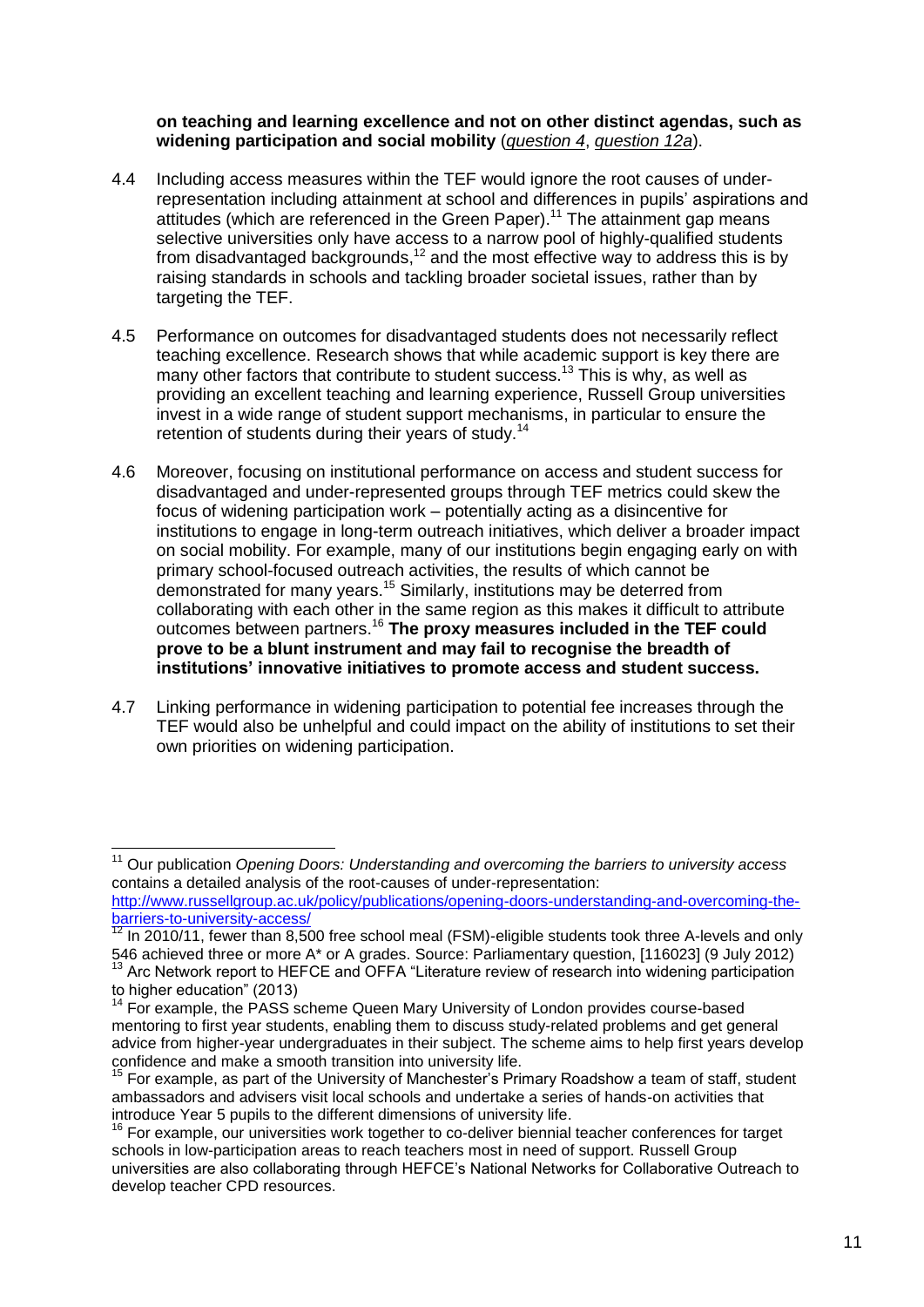**on teaching and learning excellence and not on other distinct agendas, such as widening participation and social mobility** (*question 4*, *question 12a*).

4.4 Including access measures within the TEF would ignore the root causes of under-representation including attainment at school and differences in pupils' aspirations and attitudes (which are referenced in the Green Paper).[11] The attainment gap means selective universities only have access to a narrow pool of highly-qualified students from disadvantaged backgrounds,[12] and the most effective way to address this is by raising standards in schools and tackling broader societal issues, rather than by targeting the TEF.

4.5 Performance on outcomes for disadvantaged students does not necessarily reflect teaching excellence. Research shows that while academic support is key there are many other factors that contribute to student success.[13] This is why, as well as providing an excellent teaching and learning experience, Russell Group universities invest in a wide range of student support mechanisms, in particular to ensure the retention of students during their years of study.[14]

4.6 Moreover, focusing on institutional performance on access and student success for disadvantaged and under-represented groups through TEF metrics could skew the focus of widening participation work – potentially acting as a disincentive for institutions to engage in long-term outreach initiatives, which deliver a broader impact on social mobility. For example, many of our institutions begin engaging early on with primary school-focused outreach activities, the results of which cannot be demonstrated for many years.[15] Similarly, institutions may be deterred from collaborating with each other in the same region as this makes it difficult to attribute outcomes between partners.[16] **The proxy measures included in the TEF could prove to be a blunt instrument and may fail to recognise the breadth of institutions' innovative initiatives to promote access and student success.**

4.7 Linking performance in widening participation to potential fee increases through the TEF would also be unhelpful and could impact on the ability of institutions to set their own priorities on widening participation.

---

[11] Our publication *Opening Doors: Understanding and overcoming the barriers to university access* contains a detailed analysis of the root-causes of under-representation: http://www.russellgroup.ac.uk/policy/publications/opening-doors-understanding-and-overcoming-the-barriers-to-university-access/

[12] In 2010/11, fewer than 8,500 free school meal (FSM)-eligible students took three A-levels and only 546 achieved three or more A* or A grades. Source: Parliamentary question, [116023] (9 July 2012)

[13] Arc Network report to HEFCE and OFFA "Literature review of research into widening participation to higher education" (2013)

[14] For example, the PASS scheme Queen Mary University of London provides course-based mentoring to first year students, enabling them to discuss study-related problems and get general advice from higher-year undergraduates in their subject. The scheme aims to help first years develop confidence and make a smooth transition into university life.

[15] For example, as part of the University of Manchester's Primary Roadshow a team of staff, student ambassadors and advisers visit local schools and undertake a series of hands-on activities that introduce Year 5 pupils to the different dimensions of university life.

[16] For example, our universities work together to co-deliver biennial teacher conferences for target schools in low-participation areas to reach teachers most in need of support. Russell Group universities are also collaborating through HEFCE's National Networks for Collaborative Outreach to develop teacher CPD resources.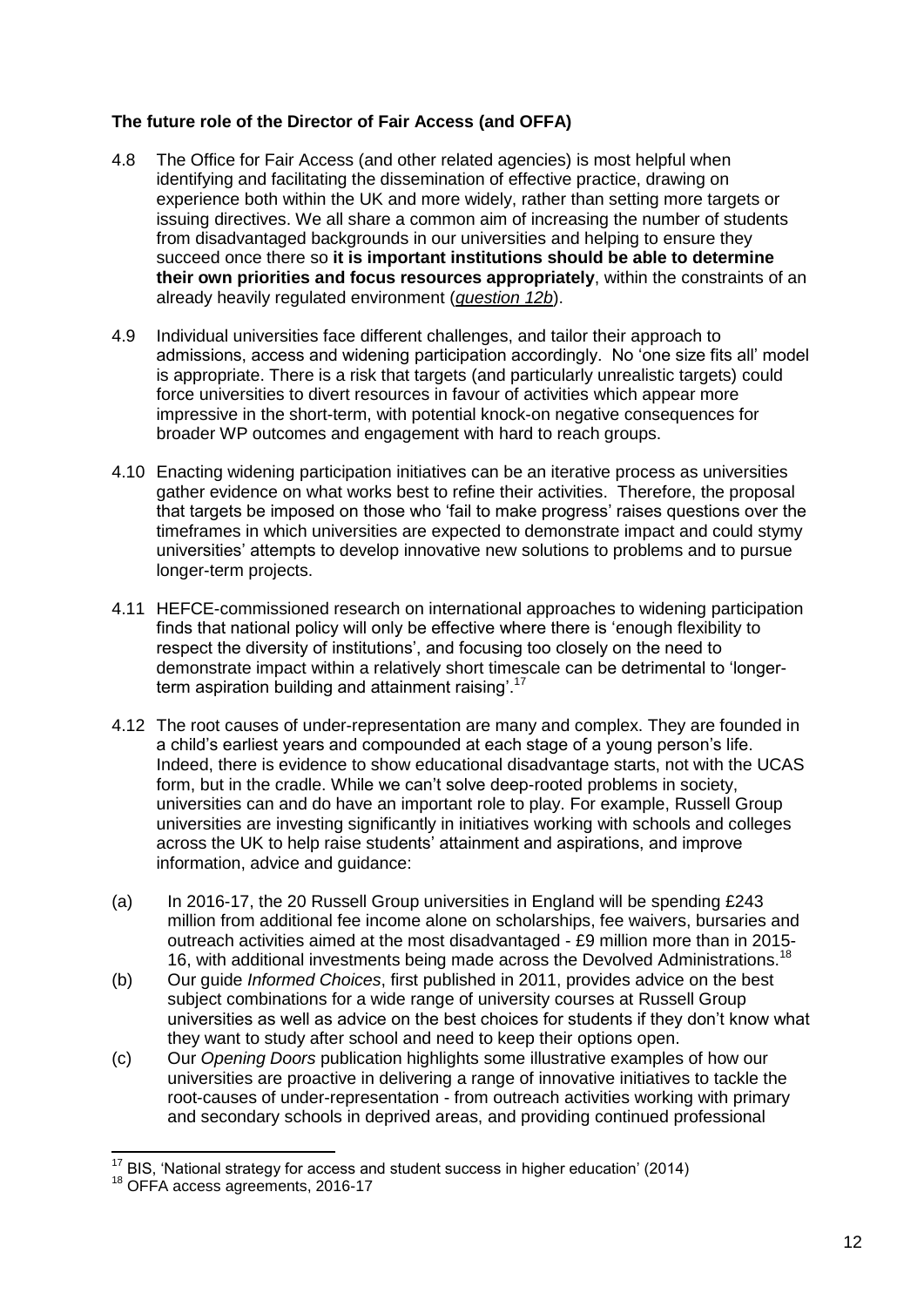**The future role of the Director of Fair Access (and OFFA)**

4.8 The Office for Fair Access (and other related agencies) is most helpful when identifying and facilitating the dissemination of effective practice, drawing on experience both within the UK and more widely, rather than setting more targets or issuing directives. We all share a common aim of increasing the number of students from disadvantaged backgrounds in our universities and helping to ensure they succeed once there so **it is important institutions should be able to determine their own priorities and focus resources appropriately**, within the constraints of an already heavily regulated environment (*question 12b*).

4.9 Individual universities face different challenges, and tailor their approach to admissions, access and widening participation accordingly. No 'one size fits all' model is appropriate. There is a risk that targets (and particularly unrealistic targets) could force universities to divert resources in favour of activities which appear more impressive in the short-term, with potential knock-on negative consequences for broader WP outcomes and engagement with hard to reach groups.

4.10 Enacting widening participation initiatives can be an iterative process as universities gather evidence on what works best to refine their activities. Therefore, the proposal that targets be imposed on those who 'fail to make progress' raises questions over the timeframes in which universities are expected to demonstrate impact and could stymy universities' attempts to develop innovative new solutions to problems and to pursue longer-term projects.

4.11 HEFCE-commissioned research on international approaches to widening participation finds that national policy will only be effective where there is 'enough flexibility to respect the diversity of institutions', and focusing too closely on the need to demonstrate impact within a relatively short timescale can be detrimental to 'longer-term aspiration building and attainment raising'.[17]

4.12 The root causes of under-representation are many and complex. They are founded in a child's earliest years and compounded at each stage of a young person's life. Indeed, there is evidence to show educational disadvantage starts, not with the UCAS form, but in the cradle. While we can't solve deep-rooted problems in society, universities can and do have an important role to play. For example, Russell Group universities are investing significantly in initiatives working with schools and colleges across the UK to help raise students' attainment and aspirations, and improve information, advice and guidance:

(a) In 2016-17, the 20 Russell Group universities in England will be spending £243 million from additional fee income alone on scholarships, fee waivers, bursaries and outreach activities aimed at the most disadvantaged - £9 million more than in 2015-16, with additional investments being made across the Devolved Administrations.[18]

(b) Our guide *Informed Choices*, first published in 2011, provides advice on the best subject combinations for a wide range of university courses at Russell Group universities as well as advice on the best choices for students if they don't know what they want to study after school and need to keep their options open.

(c) Our *Opening Doors* publication highlights some illustrative examples of how our universities are proactive in delivering a range of innovative initiatives to tackle the root-causes of under-representation - from outreach activities working with primary and secondary schools in deprived areas, and providing continued professional

---

[17] BIS, 'National strategy for access and student success in higher education' (2014)

[18] OFFA access agreements, 2016-17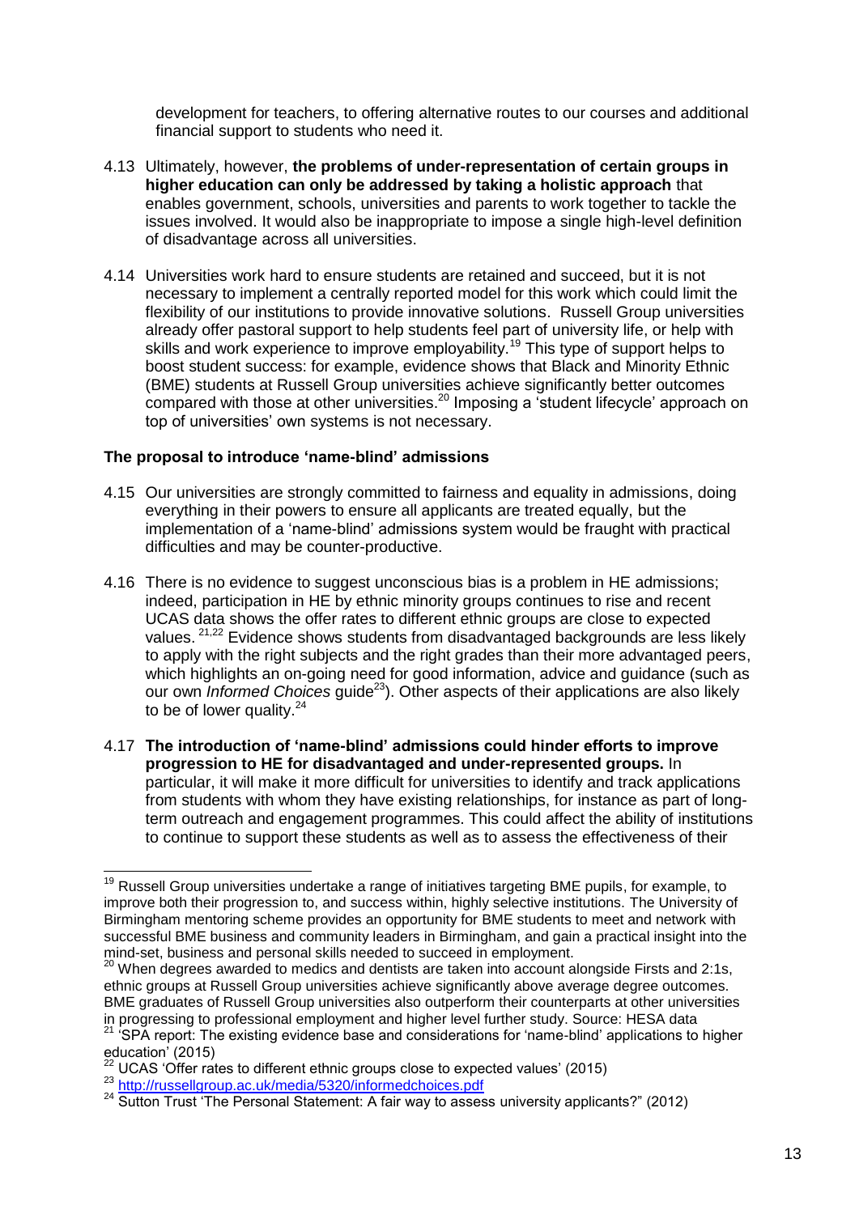development for teachers, to offering alternative routes to our courses and additional financial support to students who need it.

4.13 Ultimately, however, **the problems of under-representation of certain groups in higher education can only be addressed by taking a holistic approach** that enables government, schools, universities and parents to work together to tackle the issues involved. It would also be inappropriate to impose a single high-level definition of disadvantage across all universities.

4.14 Universities work hard to ensure students are retained and succeed, but it is not necessary to implement a centrally reported model for this work which could limit the flexibility of our institutions to provide innovative solutions. Russell Group universities already offer pastoral support to help students feel part of university life, or help with skills and work experience to improve employability.[19] This type of support helps to boost student success: for example, evidence shows that Black and Minority Ethnic (BME) students at Russell Group universities achieve significantly better outcomes compared with those at other universities.[20] Imposing a 'student lifecycle' approach on top of universities' own systems is not necessary.

### The proposal to introduce 'name-blind' admissions

4.15 Our universities are strongly committed to fairness and equality in admissions, doing everything in their powers to ensure all applicants are treated equally, but the implementation of a 'name-blind' admissions system would be fraught with practical difficulties and may be counter-productive.

4.16 There is no evidence to suggest unconscious bias is a problem in HE admissions; indeed, participation in HE by ethnic minority groups continues to rise and recent UCAS data shows the offer rates to different ethnic groups are close to expected values.[21,22] Evidence shows students from disadvantaged backgrounds are less likely to apply with the right subjects and the right grades than their more advantaged peers, which highlights an on-going need for good information, advice and guidance (such as our own *Informed Choices* guide[23]). Other aspects of their applications are also likely to be of lower quality.[24]

4.17 **The introduction of 'name-blind' admissions could hinder efforts to improve progression to HE for disadvantaged and under-represented groups.** In particular, it will make it more difficult for universities to identify and track applications from students with whom they have existing relationships, for instance as part of long-term outreach and engagement programmes. This could affect the ability of institutions to continue to support these students as well as to assess the effectiveness of their

---

[19] Russell Group universities undertake a range of initiatives targeting BME pupils, for example, to improve both their progression to, and success within, highly selective institutions. The University of Birmingham mentoring scheme provides an opportunity for BME students to meet and network with successful BME business and community leaders in Birmingham, and gain a practical insight into the mind-set, business and personal skills needed to succeed in employment.

[20] When degrees awarded to medics and dentists are taken into account alongside Firsts and 2:1s, ethnic groups at Russell Group universities achieve significantly above average degree outcomes. BME graduates of Russell Group universities also outperform their counterparts at other universities in progressing to professional employment and higher level further study. Source: HESA data

[21] 'SPA report: The existing evidence base and considerations for 'name-blind' applications to higher education' (2015)

[22] UCAS 'Offer rates to different ethnic groups close to expected values' (2015)

[23] http://russellgroup.ac.uk/media/5320/informedchoices.pdf

[24] Sutton Trust 'The Personal Statement: A fair way to assess university applicants?" (2012)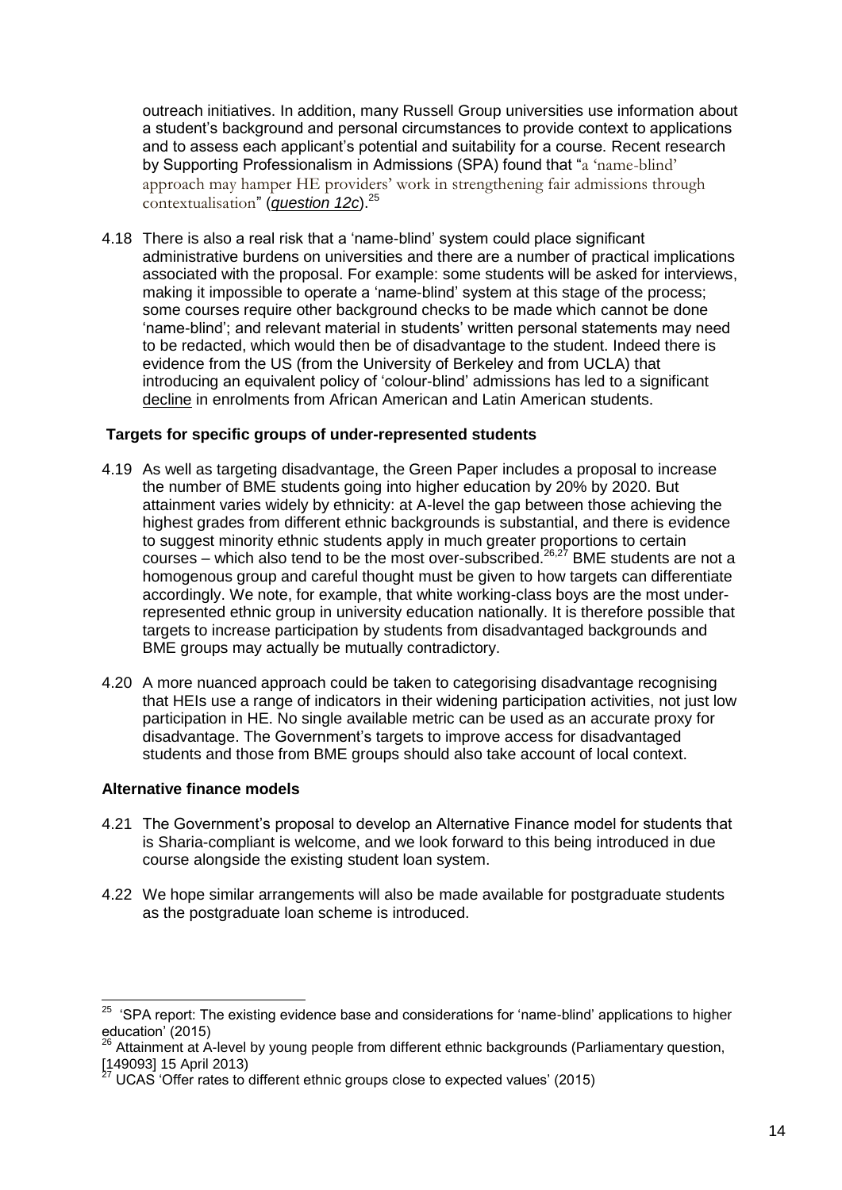outreach initiatives. In addition, many Russell Group universities use information about a student's background and personal circumstances to provide context to applications and to assess each applicant's potential and suitability for a course. Recent research by Supporting Professionalism in Admissions (SPA) found that "a 'name-blind' approach may hamper HE providers' work in strengthening fair admissions through contextualisation" (*question 12c*).[25]

4.18 There is also a real risk that a 'name-blind' system could place significant administrative burdens on universities and there are a number of practical implications associated with the proposal. For example: some students will be asked for interviews, making it impossible to operate a 'name-blind' system at this stage of the process; some courses require other background checks to be made which cannot be done 'name-blind'; and relevant material in students' written personal statements may need to be redacted, which would then be of disadvantage to the student. Indeed there is evidence from the US (from the University of Berkeley and from UCLA) that introducing an equivalent policy of 'colour-blind' admissions has led to a significant decline in enrolments from African American and Latin American students.

**Targets for specific groups of under-represented students**

4.19 As well as targeting disadvantage, the Green Paper includes a proposal to increase the number of BME students going into higher education by 20% by 2020. But attainment varies widely by ethnicity: at A-level the gap between those achieving the highest grades from different ethnic backgrounds is substantial, and there is evidence to suggest minority ethnic students apply in much greater proportions to certain courses – which also tend to be the most over-subscribed.[26,27] BME students are not a homogenous group and careful thought must be given to how targets can differentiate accordingly. We note, for example, that white working-class boys are the most under-represented ethnic group in university education nationally. It is therefore possible that targets to increase participation by students from disadvantaged backgrounds and BME groups may actually be mutually contradictory.

4.20 A more nuanced approach could be taken to categorising disadvantage recognising that HEIs use a range of indicators in their widening participation activities, not just low participation in HE. No single available metric can be used as an accurate proxy for disadvantage. The Government's targets to improve access for disadvantaged students and those from BME groups should also take account of local context.

**Alternative finance models**

4.21 The Government's proposal to develop an Alternative Finance model for students that is Sharia-compliant is welcome, and we look forward to this being introduced in due course alongside the existing student loan system.

4.22 We hope similar arrangements will also be made available for postgraduate students as the postgraduate loan scheme is introduced.

---

[25] 'SPA report: The existing evidence base and considerations for 'name-blind' applications to higher education' (2015)

[26] Attainment at A-level by young people from different ethnic backgrounds (Parliamentary question, [149093] 15 April 2013)

[27] UCAS 'Offer rates to different ethnic groups close to expected values' (2015)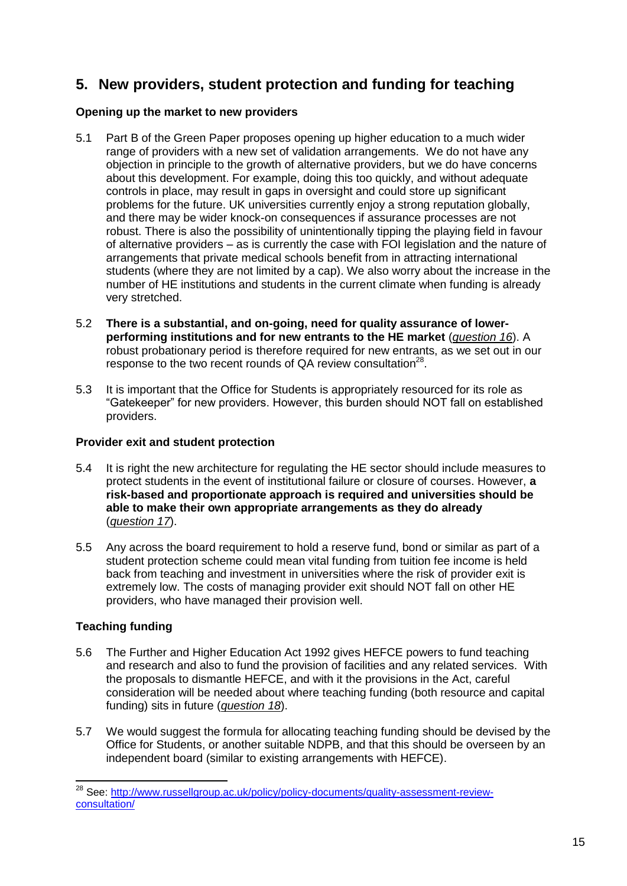## 5. New providers, student protection and funding for teaching

**Opening up the market to new providers**

5.1 Part B of the Green Paper proposes opening up higher education to a much wider range of providers with a new set of validation arrangements. We do not have any objection in principle to the growth of alternative providers, but we do have concerns about this development. For example, doing this too quickly, and without adequate controls in place, may result in gaps in oversight and could store up significant problems for the future. UK universities currently enjoy a strong reputation globally, and there may be wider knock-on consequences if assurance processes are not robust. There is also the possibility of unintentionally tipping the playing field in favour of alternative providers – as is currently the case with FOI legislation and the nature of arrangements that private medical schools benefit from in attracting international students (where they are not limited by a cap). We also worry about the increase in the number of HE institutions and students in the current climate when funding is already very stretched.

5.2 **There is a substantial, and on-going, need for quality assurance of lower-performing institutions and for new entrants to the HE market** (*question 16*). A robust probationary period is therefore required for new entrants, as we set out in our response to the two recent rounds of QA review consultation[28].

5.3 It is important that the Office for Students is appropriately resourced for its role as "Gatekeeper" for new providers. However, this burden should NOT fall on established providers.

**Provider exit and student protection**

5.4 It is right the new architecture for regulating the HE sector should include measures to protect students in the event of institutional failure or closure of courses. However, **a risk-based and proportionate approach is required and universities should be able to make their own appropriate arrangements as they do already** (*question 17*).

5.5 Any across the board requirement to hold a reserve fund, bond or similar as part of a student protection scheme could mean vital funding from tuition fee income is held back from teaching and investment in universities where the risk of provider exit is extremely low. The costs of managing provider exit should NOT fall on other HE providers, who have managed their provision well.

**Teaching funding**

5.6 The Further and Higher Education Act 1992 gives HEFCE powers to fund teaching and research and also to fund the provision of facilities and any related services. With the proposals to dismantle HEFCE, and with it the provisions in the Act, careful consideration will be needed about where teaching funding (both resource and capital funding) sits in future (*question 18*).

5.7 We would suggest the formula for allocating teaching funding should be devised by the Office for Students, or another suitable NDPB, and that this should be overseen by an independent board (similar to existing arrangements with HEFCE).

[28] See: http://www.russellgroup.ac.uk/policy/policy-documents/quality-assessment-review-consultation/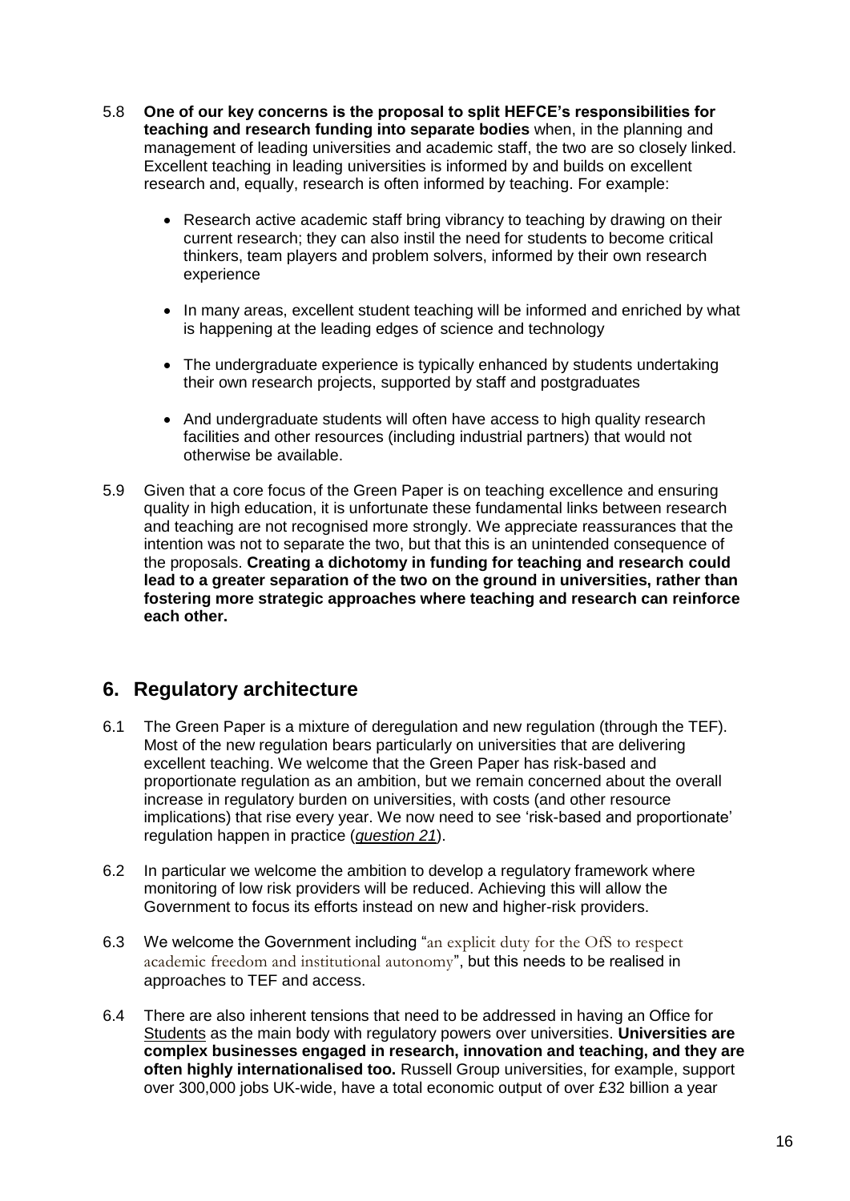5.8 **One of our key concerns is the proposal to split HEFCE's responsibilities for teaching and research funding into separate bodies** when, in the planning and management of leading universities and academic staff, the two are so closely linked. Excellent teaching in leading universities is informed by and builds on excellent research and, equally, research is often informed by teaching. For example:

- Research active academic staff bring vibrancy to teaching by drawing on their current research; they can also instil the need for students to become critical thinkers, team players and problem solvers, informed by their own research experience
- In many areas, excellent student teaching will be informed and enriched by what is happening at the leading edges of science and technology
- The undergraduate experience is typically enhanced by students undertaking their own research projects, supported by staff and postgraduates
- And undergraduate students will often have access to high quality research facilities and other resources (including industrial partners) that would not otherwise be available.

5.9 Given that a core focus of the Green Paper is on teaching excellence and ensuring quality in high education, it is unfortunate these fundamental links between research and teaching are not recognised more strongly. We appreciate reassurances that the intention was not to separate the two, but that this is an unintended consequence of the proposals. **Creating a dichotomy in funding for teaching and research could lead to a greater separation of the two on the ground in universities, rather than fostering more strategic approaches where teaching and research can reinforce each other.**

## 6. Regulatory architecture

6.1 The Green Paper is a mixture of deregulation and new regulation (through the TEF). Most of the new regulation bears particularly on universities that are delivering excellent teaching. We welcome that the Green Paper has risk-based and proportionate regulation as an ambition, but we remain concerned about the overall increase in regulatory burden on universities, with costs (and other resource implications) that rise every year. We now need to see 'risk-based and proportionate' regulation happen in practice (*question 21*).

6.2 In particular we welcome the ambition to develop a regulatory framework where monitoring of low risk providers will be reduced. Achieving this will allow the Government to focus its efforts instead on new and higher-risk providers.

6.3 We welcome the Government including "an explicit duty for the OfS to respect academic freedom and institutional autonomy", but this needs to be realised in approaches to TEF and access.

6.4 There are also inherent tensions that need to be addressed in having an Office for Students as the main body with regulatory powers over universities. **Universities are complex businesses engaged in research, innovation and teaching, and they are often highly internationalised too.** Russell Group universities, for example, support over 300,000 jobs UK-wide, have a total economic output of over £32 billion a year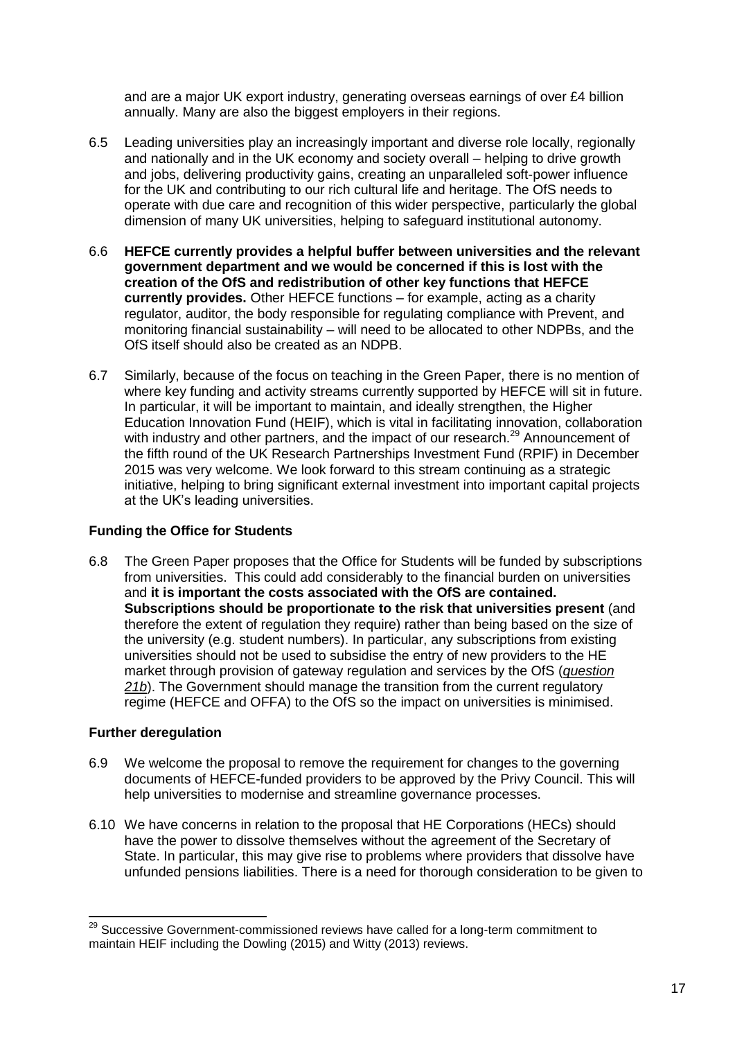and are a major UK export industry, generating overseas earnings of over £4 billion annually. Many are also the biggest employers in their regions.

6.5 Leading universities play an increasingly important and diverse role locally, regionally and nationally and in the UK economy and society overall – helping to drive growth and jobs, delivering productivity gains, creating an unparalleled soft-power influence for the UK and contributing to our rich cultural life and heritage. The OfS needs to operate with due care and recognition of this wider perspective, particularly the global dimension of many UK universities, helping to safeguard institutional autonomy.

6.6 **HEFCE currently provides a helpful buffer between universities and the relevant government department and we would be concerned if this is lost with the creation of the OfS and redistribution of other key functions that HEFCE currently provides.** Other HEFCE functions – for example, acting as a charity regulator, auditor, the body responsible for regulating compliance with Prevent, and monitoring financial sustainability – will need to be allocated to other NDPBs, and the OfS itself should also be created as an NDPB.

6.7 Similarly, because of the focus on teaching in the Green Paper, there is no mention of where key funding and activity streams currently supported by HEFCE will sit in future. In particular, it will be important to maintain, and ideally strengthen, the Higher Education Innovation Fund (HEIF), which is vital in facilitating innovation, collaboration with industry and other partners, and the impact of our research.[29] Announcement of the fifth round of the UK Research Partnerships Investment Fund (RPIF) in December 2015 was very welcome. We look forward to this stream continuing as a strategic initiative, helping to bring significant external investment into important capital projects at the UK's leading universities.

### Funding the Office for Students

6.8 The Green Paper proposes that the Office for Students will be funded by subscriptions from universities. This could add considerably to the financial burden on universities and **it is important the costs associated with the OfS are contained. Subscriptions should be proportionate to the risk that universities present** (and therefore the extent of regulation they require) rather than being based on the size of the university (e.g. student numbers). In particular, any subscriptions from existing universities should not be used to subsidise the entry of new providers to the HE market through provision of gateway regulation and services by the OfS (*question 21b*). The Government should manage the transition from the current regulatory regime (HEFCE and OFFA) to the OfS so the impact on universities is minimised.

### Further deregulation

6.9 We welcome the proposal to remove the requirement for changes to the governing documents of HEFCE-funded providers to be approved by the Privy Council. This will help universities to modernise and streamline governance processes.

6.10 We have concerns in relation to the proposal that HE Corporations (HECs) should have the power to dissolve themselves without the agreement of the Secretary of State. In particular, this may give rise to problems where providers that dissolve have unfunded pensions liabilities. There is a need for thorough consideration to be given to

---

[29] Successive Government-commissioned reviews have called for a long-term commitment to maintain HEIF including the Dowling (2015) and Witty (2013) reviews.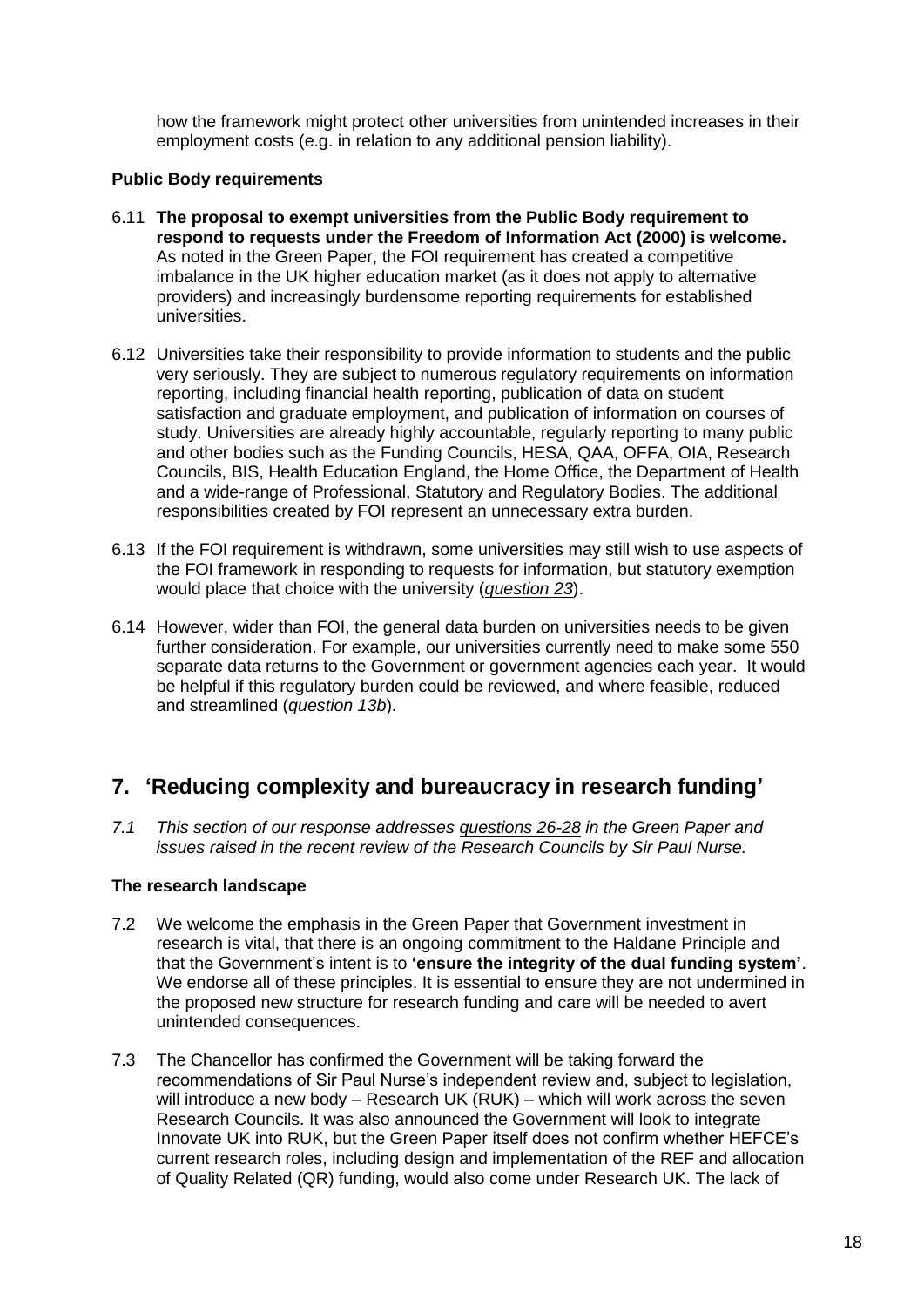how the framework might protect other universities from unintended increases in their employment costs (e.g. in relation to any additional pension liability).

**Public Body requirements**

6.11 **The proposal to exempt universities from the Public Body requirement to respond to requests under the Freedom of Information Act (2000) is welcome.** As noted in the Green Paper, the FOI requirement has created a competitive imbalance in the UK higher education market (as it does not apply to alternative providers) and increasingly burdensome reporting requirements for established universities.

6.12 Universities take their responsibility to provide information to students and the public very seriously. They are subject to numerous regulatory requirements on information reporting, including financial health reporting, publication of data on student satisfaction and graduate employment, and publication of information on courses of study. Universities are already highly accountable, regularly reporting to many public and other bodies such as the Funding Councils, HESA, QAA, OFFA, OIA, Research Councils, BIS, Health Education England, the Home Office, the Department of Health and a wide-range of Professional, Statutory and Regulatory Bodies. The additional responsibilities created by FOI represent an unnecessary extra burden.

6.13 If the FOI requirement is withdrawn, some universities may still wish to use aspects of the FOI framework in responding to requests for information, but statutory exemption would place that choice with the university (*question 23*).

6.14 However, wider than FOI, the general data burden on universities needs to be given further consideration. For example, our universities currently need to make some 550 separate data returns to the Government or government agencies each year. It would be helpful if this regulatory burden could be reviewed, and where feasible, reduced and streamlined (*question 13b*).

## 7. 'Reducing complexity and bureaucracy in research funding'

*7.1 This section of our response addresses questions 26-28 in the Green Paper and issues raised in the recent review of the Research Councils by Sir Paul Nurse.*

**The research landscape**

7.2 We welcome the emphasis in the Green Paper that Government investment in research is vital, that there is an ongoing commitment to the Haldane Principle and that the Government's intent is to **'ensure the integrity of the dual funding system'**. We endorse all of these principles. It is essential to ensure they are not undermined in the proposed new structure for research funding and care will be needed to avert unintended consequences.

7.3 The Chancellor has confirmed the Government will be taking forward the recommendations of Sir Paul Nurse's independent review and, subject to legislation, will introduce a new body – Research UK (RUK) – which will work across the seven Research Councils. It was also announced the Government will look to integrate Innovate UK into RUK, but the Green Paper itself does not confirm whether HEFCE's current research roles, including design and implementation of the REF and allocation of Quality Related (QR) funding, would also come under Research UK. The lack of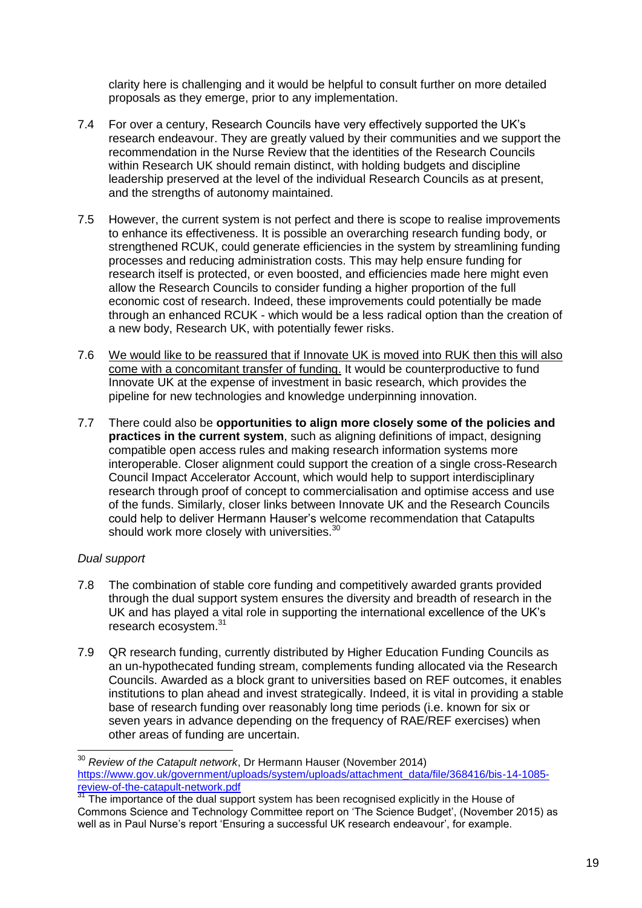clarity here is challenging and it would be helpful to consult further on more detailed proposals as they emerge, prior to any implementation.

7.4 For over a century, Research Councils have very effectively supported the UK's research endeavour. They are greatly valued by their communities and we support the recommendation in the Nurse Review that the identities of the Research Councils within Research UK should remain distinct, with holding budgets and discipline leadership preserved at the level of the individual Research Councils as at present, and the strengths of autonomy maintained.

7.5 However, the current system is not perfect and there is scope to realise improvements to enhance its effectiveness. It is possible an overarching research funding body, or strengthened RCUK, could generate efficiencies in the system by streamlining funding processes and reducing administration costs. This may help ensure funding for research itself is protected, or even boosted, and efficiencies made here might even allow the Research Councils to consider funding a higher proportion of the full economic cost of research. Indeed, these improvements could potentially be made through an enhanced RCUK - which would be a less radical option than the creation of a new body, Research UK, with potentially fewer risks.

7.6 <u>We would like to be reassured that if Innovate UK is moved into RUK then this will also come with a concomitant transfer of funding.</u> It would be counterproductive to fund Innovate UK at the expense of investment in basic research, which provides the pipeline for new technologies and knowledge underpinning innovation.

7.7 There could also be **opportunities to align more closely some of the policies and practices in the current system**, such as aligning definitions of impact, designing compatible open access rules and making research information systems more interoperable. Closer alignment could support the creation of a single cross-Research Council Impact Accelerator Account, which would help to support interdisciplinary research through proof of concept to commercialisation and optimise access and use of the funds. Similarly, closer links between Innovate UK and the Research Councils could help to deliver Hermann Hauser's welcome recommendation that Catapults should work more closely with universities.[30]

*Dual support*

7.8 The combination of stable core funding and competitively awarded grants provided through the dual support system ensures the diversity and breadth of research in the UK and has played a vital role in supporting the international excellence of the UK's research ecosystem.[31]

7.9 QR research funding, currently distributed by Higher Education Funding Councils as an un-hypothecated funding stream, complements funding allocated via the Research Councils. Awarded as a block grant to universities based on REF outcomes, it enables institutions to plan ahead and invest strategically. Indeed, it is vital in providing a stable base of research funding over reasonably long time periods (i.e. known for six or seven years in advance depending on the frequency of RAE/REF exercises) when other areas of funding are uncertain.

---

[30] *Review of the Catapult network*, Dr Hermann Hauser (November 2014) https://www.gov.uk/government/uploads/system/uploads/attachment_data/file/368416/bis-14-1085-review-of-the-catapult-network.pdf

[31] The importance of the dual support system has been recognised explicitly in the House of Commons Science and Technology Committee report on 'The Science Budget', (November 2015) as well as in Paul Nurse's report 'Ensuring a successful UK research endeavour', for example.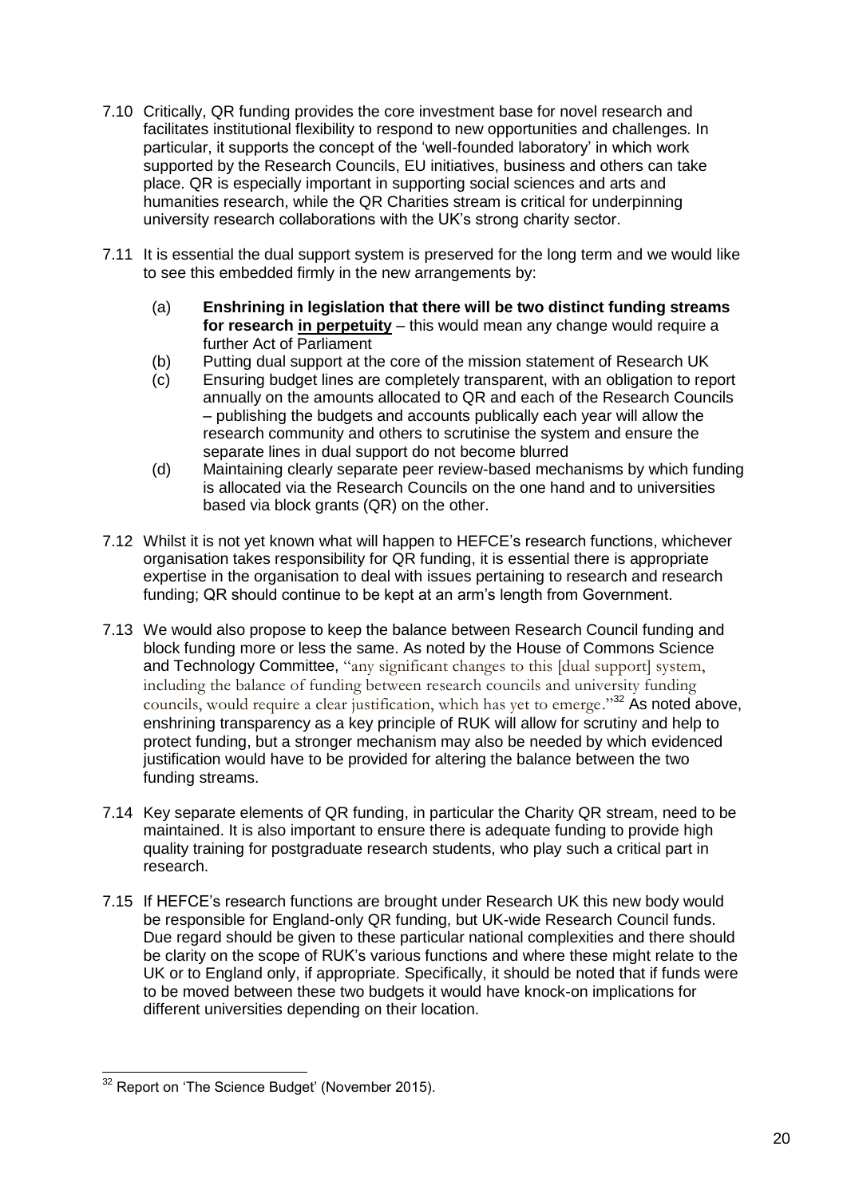7.10 Critically, QR funding provides the core investment base for novel research and facilitates institutional flexibility to respond to new opportunities and challenges. In particular, it supports the concept of the 'well-founded laboratory' in which work supported by the Research Councils, EU initiatives, business and others can take place. QR is especially important in supporting social sciences and arts and humanities research, while the QR Charities stream is critical for underpinning university research collaborations with the UK's strong charity sector.

7.11 It is essential the dual support system is preserved for the long term and we would like to see this embedded firmly in the new arrangements by:

- (a) **Enshrining in legislation that there will be two distinct funding streams for research <u>in perpetuity</u>** – this would mean any change would require a further Act of Parliament
- (b) Putting dual support at the core of the mission statement of Research UK
- (c) Ensuring budget lines are completely transparent, with an obligation to report annually on the amounts allocated to QR and each of the Research Councils – publishing the budgets and accounts publically each year will allow the research community and others to scrutinise the system and ensure the separate lines in dual support do not become blurred
- (d) Maintaining clearly separate peer review-based mechanisms by which funding is allocated via the Research Councils on the one hand and to universities based via block grants (QR) on the other.

7.12 Whilst it is not yet known what will happen to HEFCE's research functions, whichever organisation takes responsibility for QR funding, it is essential there is appropriate expertise in the organisation to deal with issues pertaining to research and research funding; QR should continue to be kept at an arm's length from Government.

7.13 We would also propose to keep the balance between Research Council funding and block funding more or less the same. As noted by the House of Commons Science and Technology Committee, "any significant changes to this [dual support] system, including the balance of funding between research councils and university funding councils, would require a clear justification, which has yet to emerge."[32] As noted above, enshrining transparency as a key principle of RUK will allow for scrutiny and help to protect funding, but a stronger mechanism may also be needed by which evidenced justification would have to be provided for altering the balance between the two funding streams.

7.14 Key separate elements of QR funding, in particular the Charity QR stream, need to be maintained. It is also important to ensure there is adequate funding to provide high quality training for postgraduate research students, who play such a critical part in research.

7.15 If HEFCE's research functions are brought under Research UK this new body would be responsible for England-only QR funding, but UK-wide Research Council funds. Due regard should be given to these particular national complexities and there should be clarity on the scope of RUK's various functions and where these might relate to the UK or to England only, if appropriate. Specifically, it should be noted that if funds were to be moved between these two budgets it would have knock-on implications for different universities depending on their location.

---

[32] Report on 'The Science Budget' (November 2015).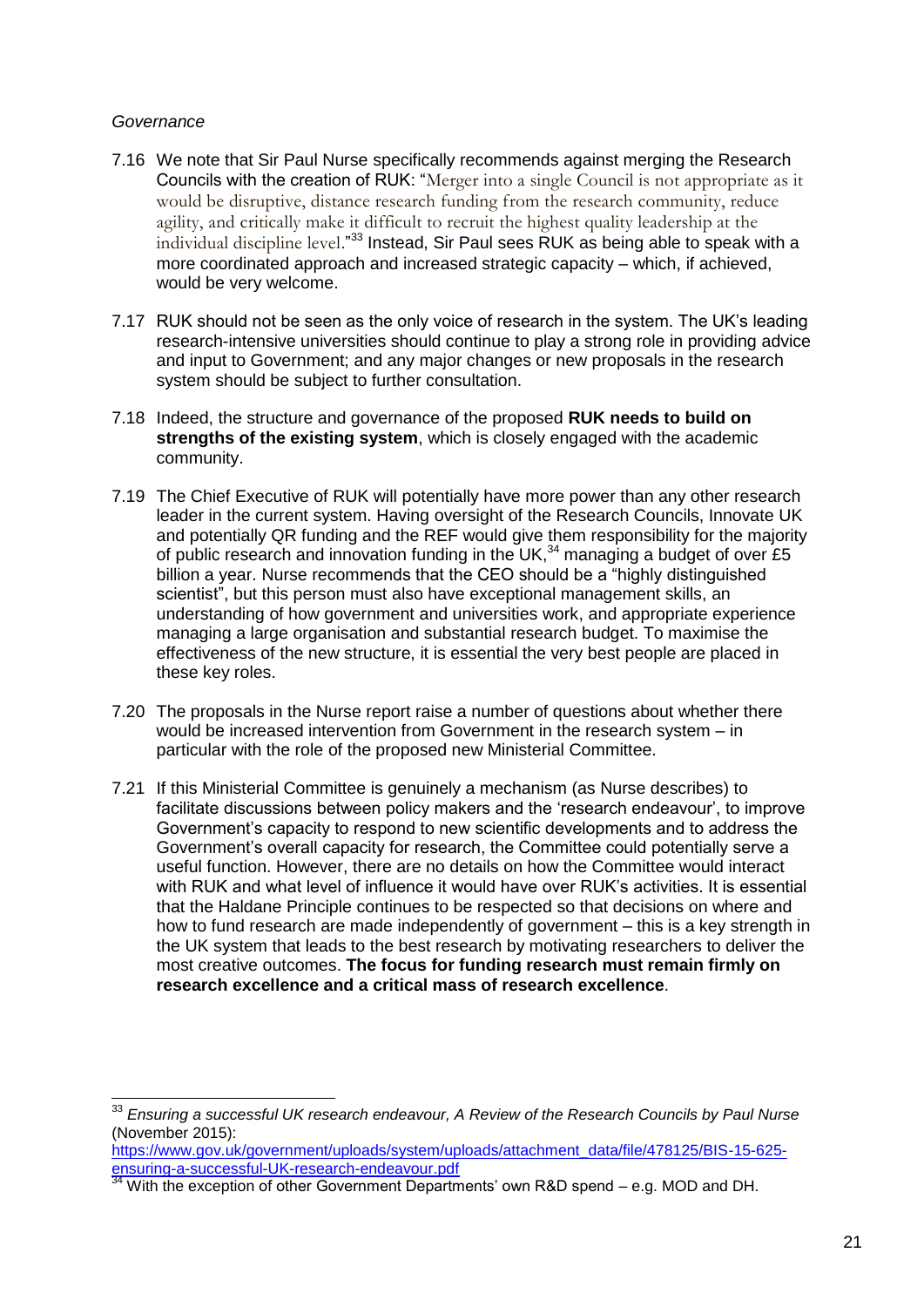*Governance*

7.16 We note that Sir Paul Nurse specifically recommends against merging the Research Councils with the creation of RUK: "Merger into a single Council is not appropriate as it would be disruptive, distance research funding from the research community, reduce agility, and critically make it difficult to recruit the highest quality leadership at the individual discipline level."[33] Instead, Sir Paul sees RUK as being able to speak with a more coordinated approach and increased strategic capacity – which, if achieved, would be very welcome.

7.17 RUK should not be seen as the only voice of research in the system. The UK's leading research-intensive universities should continue to play a strong role in providing advice and input to Government; and any major changes or new proposals in the research system should be subject to further consultation.

7.18 Indeed, the structure and governance of the proposed **RUK needs to build on strengths of the existing system**, which is closely engaged with the academic community.

7.19 The Chief Executive of RUK will potentially have more power than any other research leader in the current system. Having oversight of the Research Councils, Innovate UK and potentially QR funding and the REF would give them responsibility for the majority of public research and innovation funding in the UK,[34] managing a budget of over £5 billion a year. Nurse recommends that the CEO should be a "highly distinguished scientist", but this person must also have exceptional management skills, an understanding of how government and universities work, and appropriate experience managing a large organisation and substantial research budget. To maximise the effectiveness of the new structure, it is essential the very best people are placed in these key roles.

7.20 The proposals in the Nurse report raise a number of questions about whether there would be increased intervention from Government in the research system – in particular with the role of the proposed new Ministerial Committee.

7.21 If this Ministerial Committee is genuinely a mechanism (as Nurse describes) to facilitate discussions between policy makers and the 'research endeavour', to improve Government's capacity to respond to new scientific developments and to address the Government's overall capacity for research, the Committee could potentially serve a useful function. However, there are no details on how the Committee would interact with RUK and what level of influence it would have over RUK's activities. It is essential that the Haldane Principle continues to be respected so that decisions on where and how to fund research are made independently of government – this is a key strength in the UK system that leads to the best research by motivating researchers to deliver the most creative outcomes. **The focus for funding research must remain firmly on research excellence and a critical mass of research excellence**.

---

[33] *Ensuring a successful UK research endeavour, A Review of the Research Councils by Paul Nurse* (November 2015): https://www.gov.uk/government/uploads/system/uploads/attachment_data/file/478125/BIS-15-625-ensuring-a-successful-UK-research-endeavour.pdf

[34] With the exception of other Government Departments' own R&D spend – e.g. MOD and DH.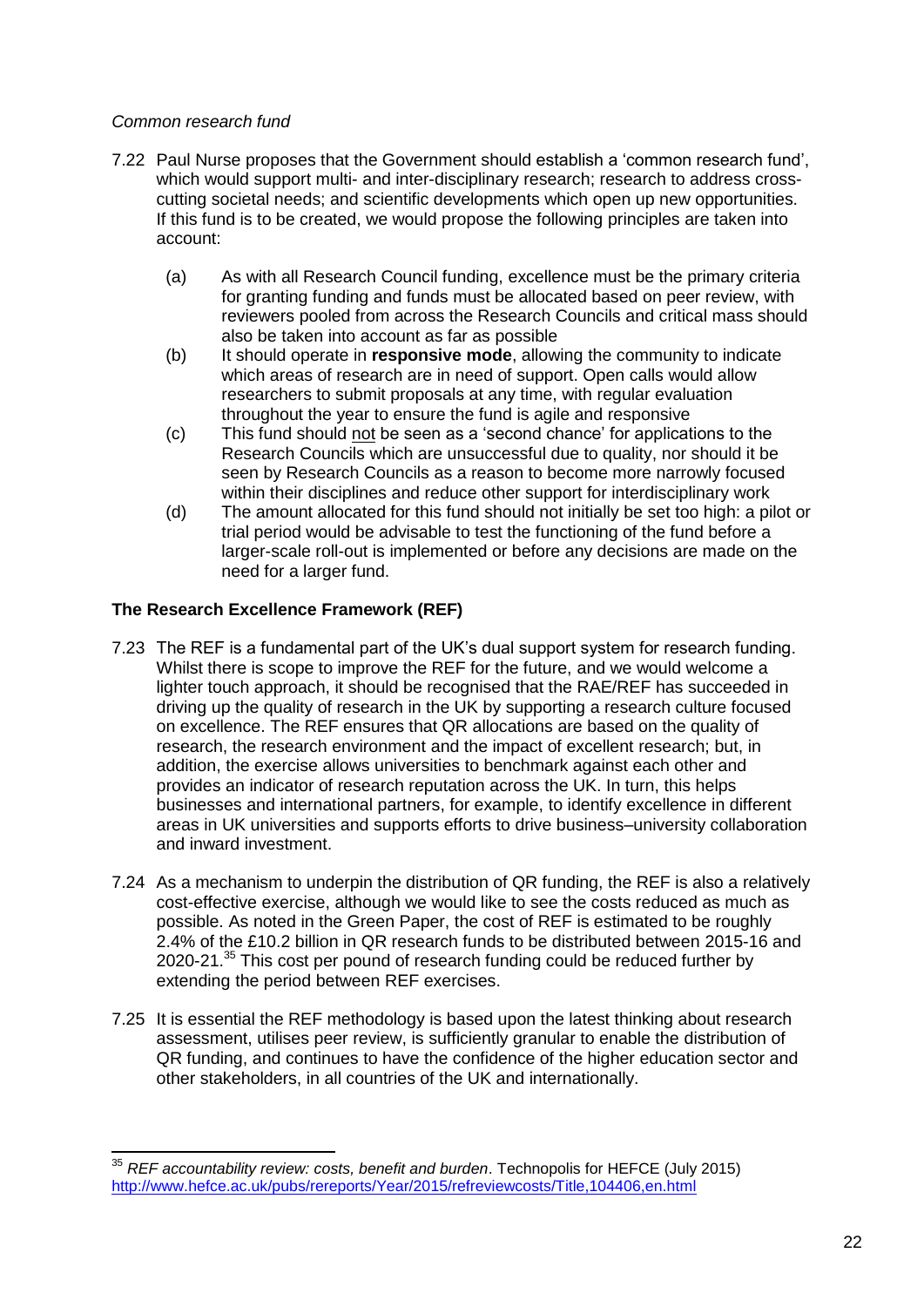*Common research fund*

7.22 Paul Nurse proposes that the Government should establish a 'common research fund', which would support multi- and inter-disciplinary research; research to address cross-cutting societal needs; and scientific developments which open up new opportunities. If this fund is to be created, we would propose the following principles are taken into account:

(a) As with all Research Council funding, excellence must be the primary criteria for granting funding and funds must be allocated based on peer review, with reviewers pooled from across the Research Councils and critical mass should also be taken into account as far as possible

(b) It should operate in **responsive mode**, allowing the community to indicate which areas of research are in need of support. Open calls would allow researchers to submit proposals at any time, with regular evaluation throughout the year to ensure the fund is agile and responsive

(c) This fund should <u>not</u> be seen as a 'second chance' for applications to the Research Councils which are unsuccessful due to quality, nor should it be seen by Research Councils as a reason to become more narrowly focused within their disciplines and reduce other support for interdisciplinary work

(d) The amount allocated for this fund should not initially be set too high: a pilot or trial period would be advisable to test the functioning of the fund before a larger-scale roll-out is implemented or before any decisions are made on the need for a larger fund.

## The Research Excellence Framework (REF)

7.23 The REF is a fundamental part of the UK's dual support system for research funding. Whilst there is scope to improve the REF for the future, and we would welcome a lighter touch approach, it should be recognised that the RAE/REF has succeeded in driving up the quality of research in the UK by supporting a research culture focused on excellence. The REF ensures that QR allocations are based on the quality of research, the research environment and the impact of excellent research; but, in addition, the exercise allows universities to benchmark against each other and provides an indicator of research reputation across the UK. In turn, this helps businesses and international partners, for example, to identify excellence in different areas in UK universities and supports efforts to drive business–university collaboration and inward investment.

7.24 As a mechanism to underpin the distribution of QR funding, the REF is also a relatively cost-effective exercise, although we would like to see the costs reduced as much as possible. As noted in the Green Paper, the cost of REF is estimated to be roughly 2.4% of the £10.2 billion in QR research funds to be distributed between 2015-16 and 2020-21.[35] This cost per pound of research funding could be reduced further by extending the period between REF exercises.

7.25 It is essential the REF methodology is based upon the latest thinking about research assessment, utilises peer review, is sufficiently granular to enable the distribution of QR funding, and continues to have the confidence of the higher education sector and other stakeholders, in all countries of the UK and internationally.

---

[35] *REF accountability review: costs, benefit and burden*. Technopolis for HEFCE (July 2015) http://www.hefce.ac.uk/pubs/rereports/Year/2015/refreviewcosts/Title,104406,en.html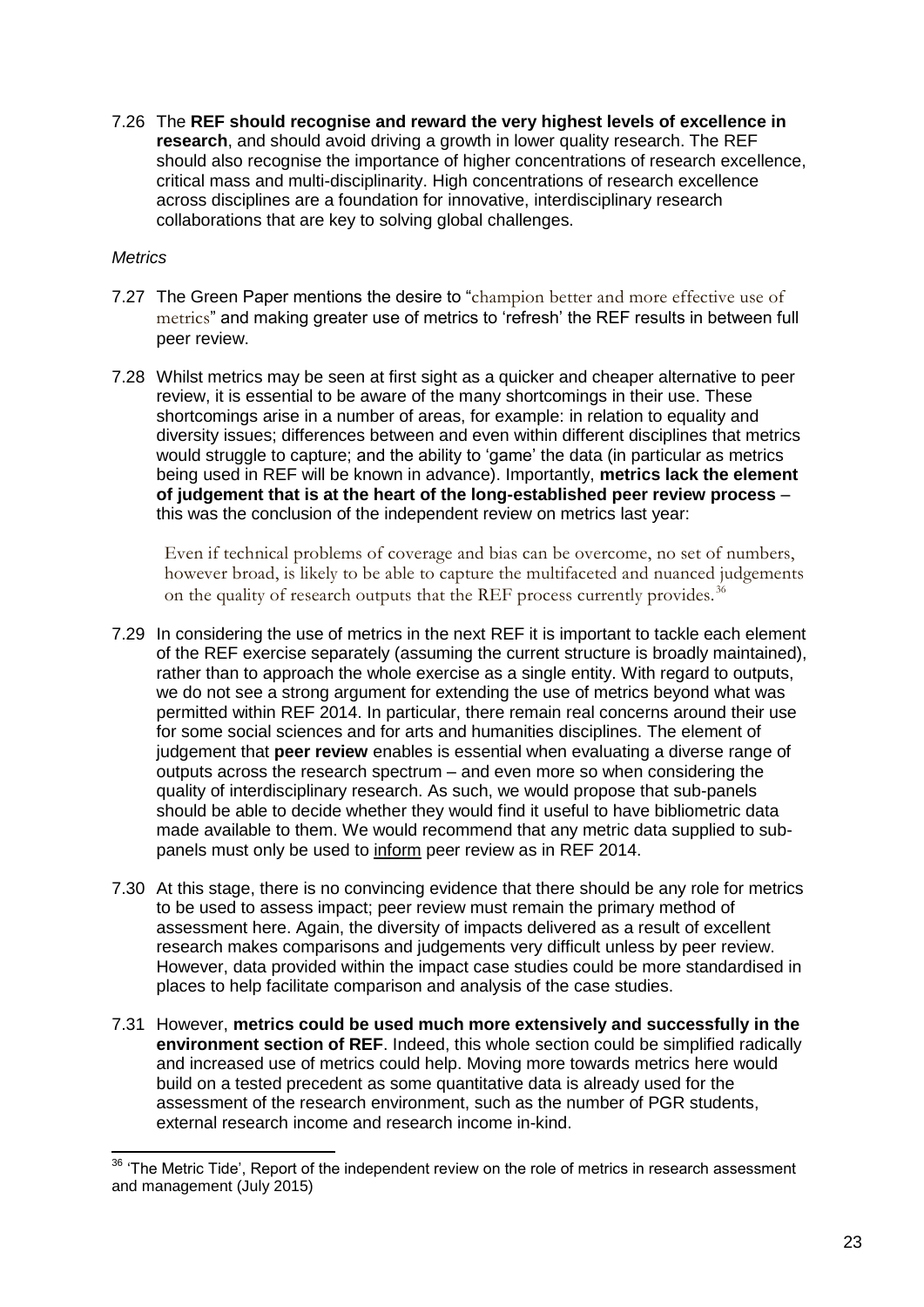7.26 The **REF should recognise and reward the very highest levels of excellence in research**, and should avoid driving a growth in lower quality research. The REF should also recognise the importance of higher concentrations of research excellence, critical mass and multi-disciplinarity. High concentrations of research excellence across disciplines are a foundation for innovative, interdisciplinary research collaborations that are key to solving global challenges.

*Metrics*

7.27 The Green Paper mentions the desire to "champion better and more effective use of metrics" and making greater use of metrics to 'refresh' the REF results in between full peer review.

7.28 Whilst metrics may be seen at first sight as a quicker and cheaper alternative to peer review, it is essential to be aware of the many shortcomings in their use. These shortcomings arise in a number of areas, for example: in relation to equality and diversity issues; differences between and even within different disciplines that metrics would struggle to capture; and the ability to 'game' the data (in particular as metrics being used in REF will be known in advance). Importantly, **metrics lack the element of judgement that is at the heart of the long-established peer review process** – this was the conclusion of the independent review on metrics last year:

> Even if technical problems of coverage and bias can be overcome, no set of numbers, however broad, is likely to be able to capture the multifaceted and nuanced judgements on the quality of research outputs that the REF process currently provides.[36]

7.29 In considering the use of metrics in the next REF it is important to tackle each element of the REF exercise separately (assuming the current structure is broadly maintained), rather than to approach the whole exercise as a single entity. With regard to outputs, we do not see a strong argument for extending the use of metrics beyond what was permitted within REF 2014. In particular, there remain real concerns around their use for some social sciences and for arts and humanities disciplines. The element of judgement that **peer review** enables is essential when evaluating a diverse range of outputs across the research spectrum – and even more so when considering the quality of interdisciplinary research. As such, we would propose that sub-panels should be able to decide whether they would find it useful to have bibliometric data made available to them. We would recommend that any metric data supplied to sub-panels must only be used to <u>inform</u> peer review as in REF 2014.

7.30 At this stage, there is no convincing evidence that there should be any role for metrics to be used to assess impact; peer review must remain the primary method of assessment here. Again, the diversity of impacts delivered as a result of excellent research makes comparisons and judgements very difficult unless by peer review. However, data provided within the impact case studies could be more standardised in places to help facilitate comparison and analysis of the case studies.

7.31 However, **metrics could be used much more extensively and successfully in the environment section of REF**. Indeed, this whole section could be simplified radically and increased use of metrics could help. Moving more towards metrics here would build on a tested precedent as some quantitative data is already used for the assessment of the research environment, such as the number of PGR students, external research income and research income in-kind.

---

[36] 'The Metric Tide', Report of the independent review on the role of metrics in research assessment and management (July 2015)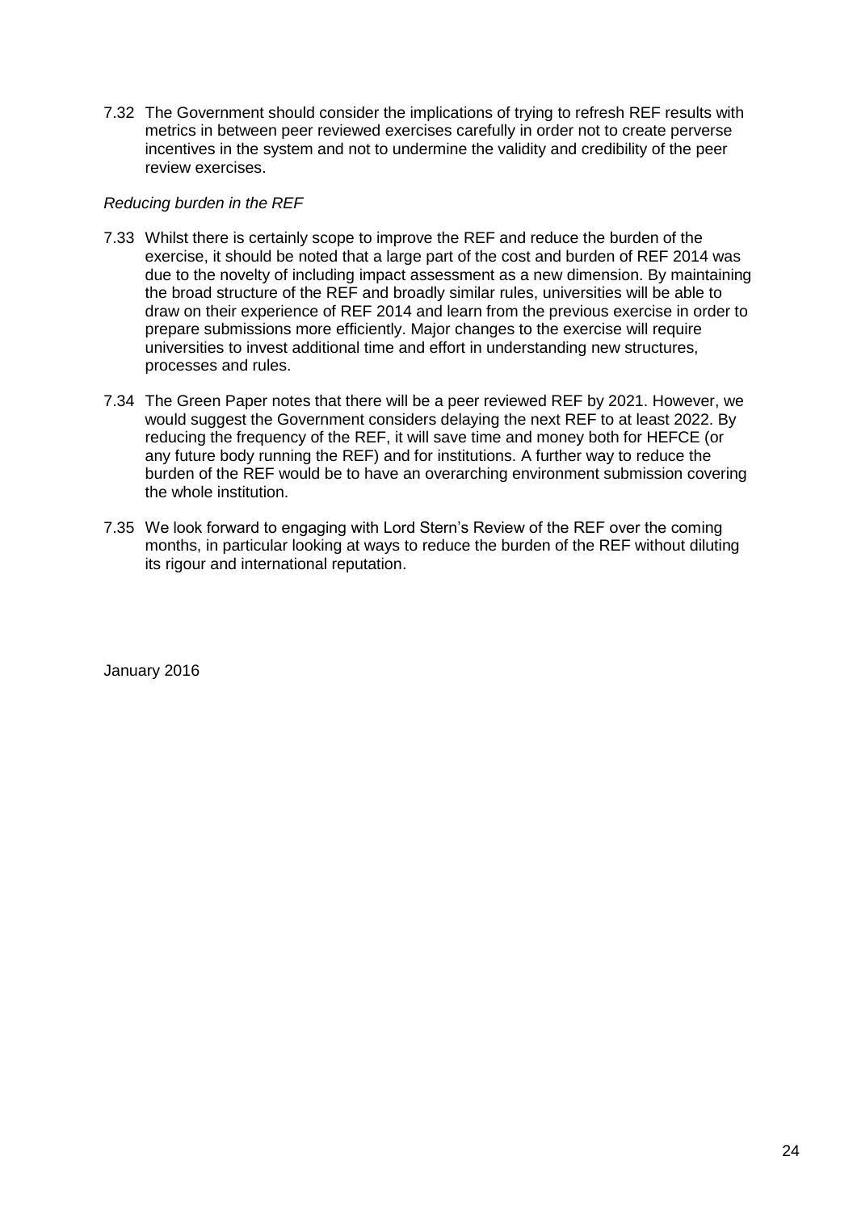7.32 The Government should consider the implications of trying to refresh REF results with metrics in between peer reviewed exercises carefully in order not to create perverse incentives in the system and not to undermine the validity and credibility of the peer review exercises.

*Reducing burden in the REF*

7.33 Whilst there is certainly scope to improve the REF and reduce the burden of the exercise, it should be noted that a large part of the cost and burden of REF 2014 was due to the novelty of including impact assessment as a new dimension. By maintaining the broad structure of the REF and broadly similar rules, universities will be able to draw on their experience of REF 2014 and learn from the previous exercise in order to prepare submissions more efficiently. Major changes to the exercise will require universities to invest additional time and effort in understanding new structures, processes and rules.

7.34 The Green Paper notes that there will be a peer reviewed REF by 2021. However, we would suggest the Government considers delaying the next REF to at least 2022. By reducing the frequency of the REF, it will save time and money both for HEFCE (or any future body running the REF) and for institutions. A further way to reduce the burden of the REF would be to have an overarching environment submission covering the whole institution.

7.35 We look forward to engaging with Lord Stern's Review of the REF over the coming months, in particular looking at ways to reduce the burden of the REF without diluting its rigour and international reputation.

January 2016